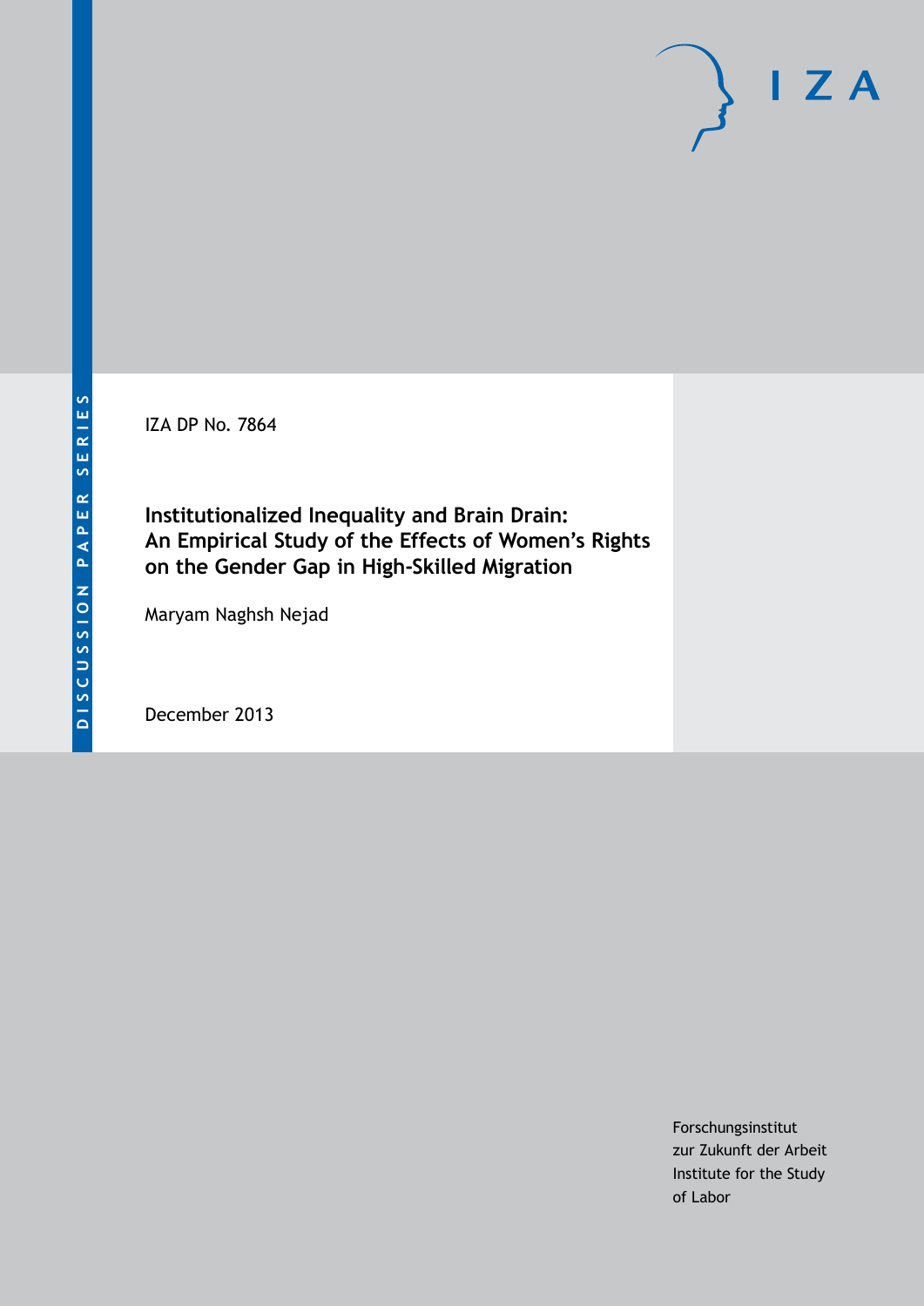DISCUSSION PAPER SERIES

IZA

IZA DP No. 7864

# Institutionalized Inequality and Brain Drain: An Empirical Study of the Effects of Women's Rights on the Gender Gap in High-Skilled Migration

Maryam Naghsh Nejad

December 2013

Forschungsinstitut
zur Zukunft der Arbeit
Institute for the Study
of Labor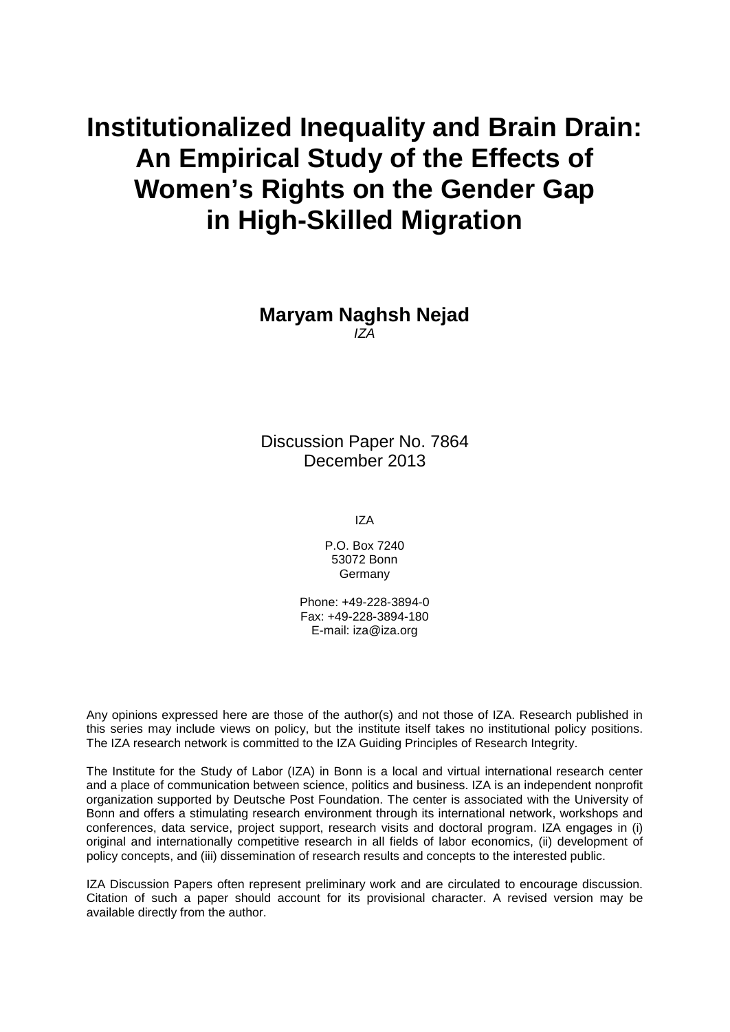# Institutionalized Inequality and Brain Drain: An Empirical Study of the Effects of Women's Rights on the Gender Gap in High-Skilled Migration

**Maryam Naghsh Nejad**
*IZA*

Discussion Paper No. 7864
December 2013

IZA

P.O. Box 7240
53072 Bonn
Germany

Phone: +49-228-3894-0
Fax: +49-228-3894-180
E-mail: iza@iza.org

Any opinions expressed here are those of the author(s) and not those of IZA. Research published in this series may include views on policy, but the institute itself takes no institutional policy positions. The IZA research network is committed to the IZA Guiding Principles of Research Integrity.

The Institute for the Study of Labor (IZA) in Bonn is a local and virtual international research center and a place of communication between science, politics and business. IZA is an independent nonprofit organization supported by Deutsche Post Foundation. The center is associated with the University of Bonn and offers a stimulating research environment through its international network, workshops and conferences, data service, project support, research visits and doctoral program. IZA engages in (i) original and internationally competitive research in all fields of labor economics, (ii) development of policy concepts, and (iii) dissemination of research results and concepts to the interested public.

IZA Discussion Papers often represent preliminary work and are circulated to encourage discussion. Citation of such a paper should account for its provisional character. A revised version may be available directly from the author.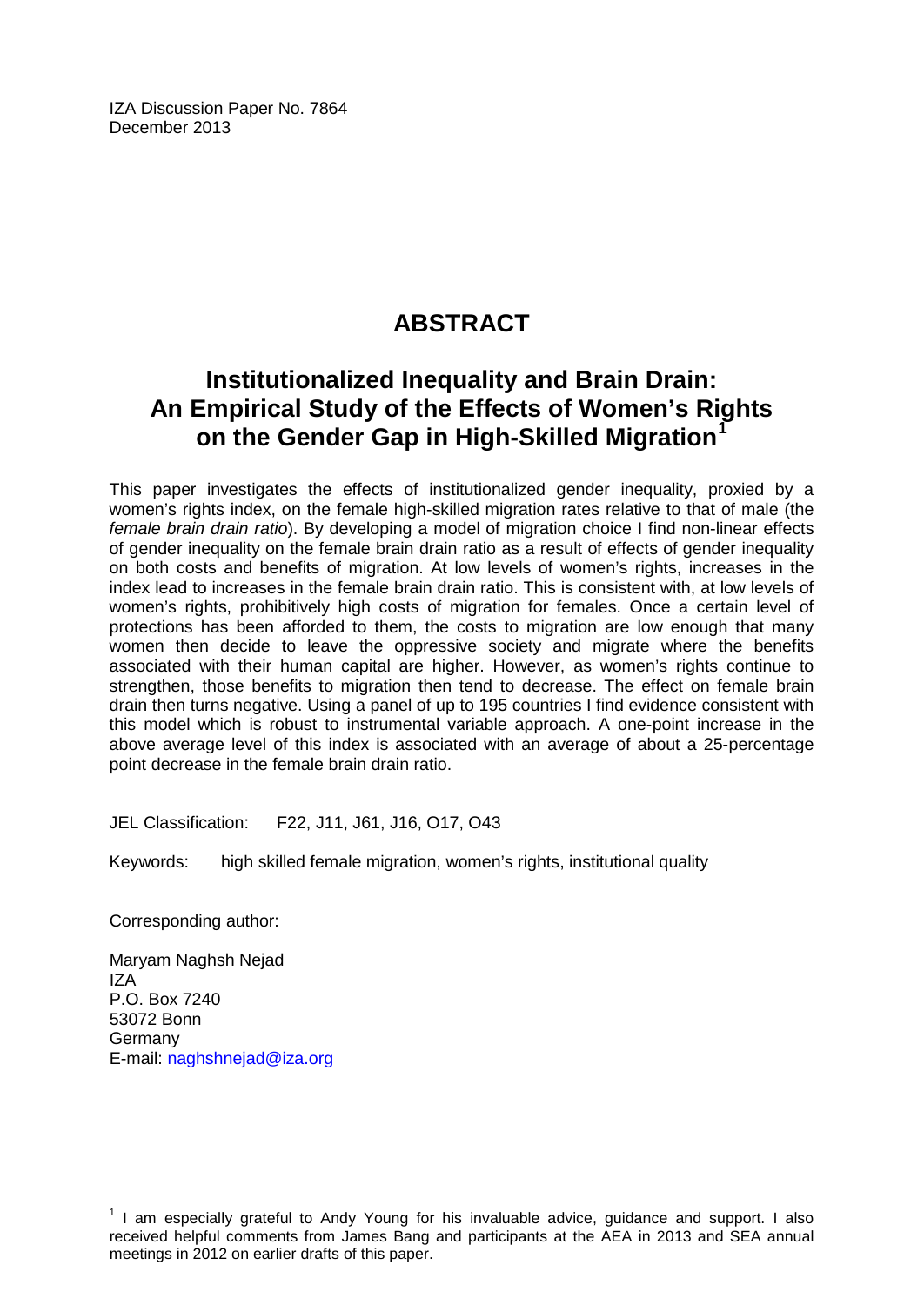IZA Discussion Paper No. 7864
December 2013

# ABSTRACT

## Institutionalized Inequality and Brain Drain: An Empirical Study of the Effects of Women's Rights on the Gender Gap in High-Skilled Migration[1]

This paper investigates the effects of institutionalized gender inequality, proxied by a women's rights index, on the female high-skilled migration rates relative to that of male (the *female brain drain ratio*). By developing a model of migration choice I find non-linear effects of gender inequality on the female brain drain ratio as a result of effects of gender inequality on both costs and benefits of migration. At low levels of women's rights, increases in the index lead to increases in the female brain drain ratio. This is consistent with, at low levels of women's rights, prohibitively high costs of migration for females. Once a certain level of protections has been afforded to them, the costs to migration are low enough that many women then decide to leave the oppressive society and migrate where the benefits associated with their human capital are higher. However, as women's rights continue to strengthen, those benefits to migration then tend to decrease. The effect on female brain drain then turns negative. Using a panel of up to 195 countries I find evidence consistent with this model which is robust to instrumental variable approach. A one-point increase in the above average level of this index is associated with an average of about a 25-percentage point decrease in the female brain drain ratio.

JEL Classification: F22, J11, J61, J16, O17, O43

Keywords: high skilled female migration, women's rights, institutional quality

Corresponding author:

Maryam Naghsh Nejad
IZA
P.O. Box 7240
53072 Bonn
Germany
E-mail: naghshnejad@iza.org

[1] I am especially grateful to Andy Young for his invaluable advice, guidance and support. I also received helpful comments from James Bang and participants at the AEA in 2013 and SEA annual meetings in 2012 on earlier drafts of this paper.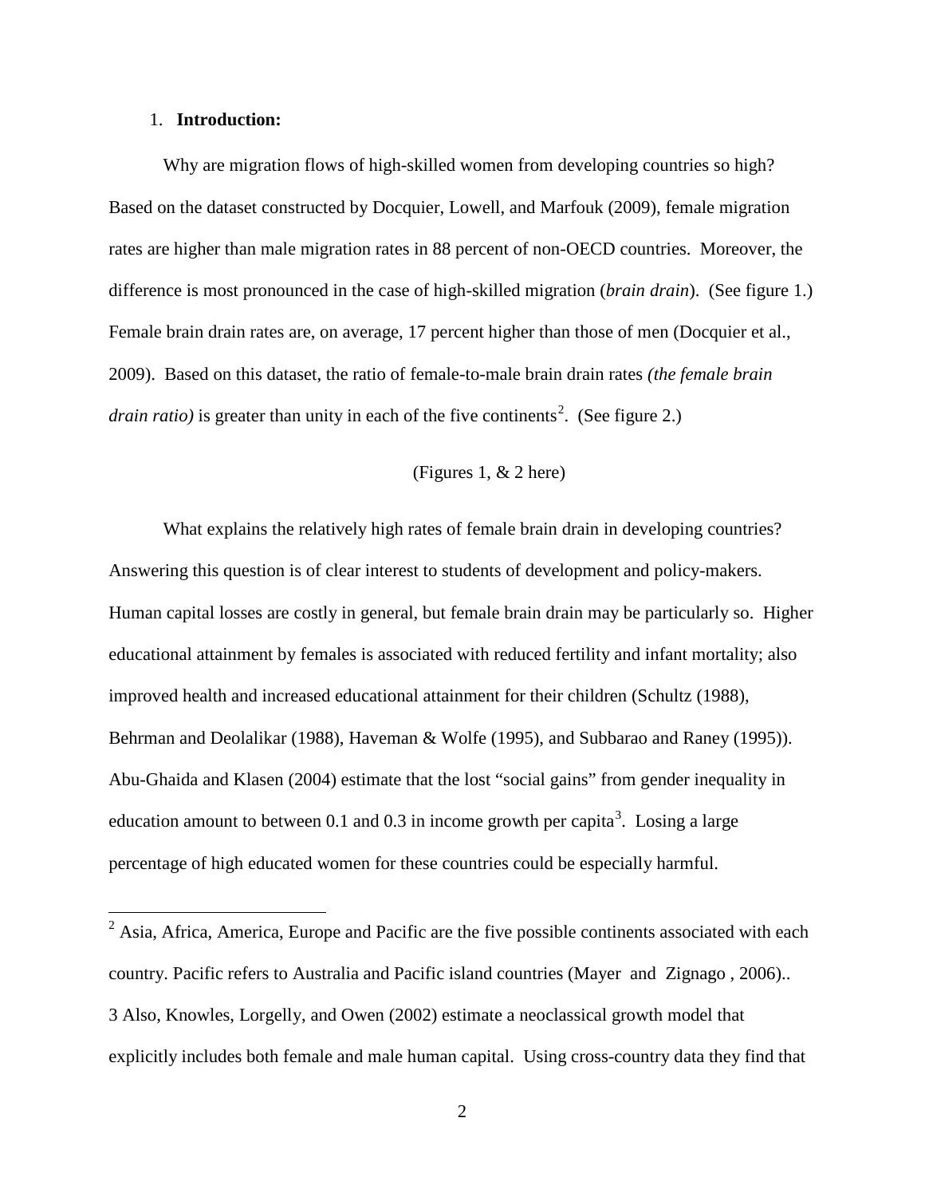## 1. **Introduction:**

Why are migration flows of high-skilled women from developing countries so high? Based on the dataset constructed by Docquier, Lowell, and Marfouk (2009), female migration rates are higher than male migration rates in 88 percent of non-OECD countries. Moreover, the difference is most pronounced in the case of high-skilled migration (*brain drain*). (See figure 1.) Female brain drain rates are, on average, 17 percent higher than those of men (Docquier et al., 2009). Based on this dataset, the ratio of female-to-male brain drain rates *(the female brain drain ratio)* is greater than unity in each of the five continents[2]. (See figure 2.)

(Figures 1, & 2 here)

What explains the relatively high rates of female brain drain in developing countries? Answering this question is of clear interest to students of development and policy-makers. Human capital losses are costly in general, but female brain drain may be particularly so. Higher educational attainment by females is associated with reduced fertility and infant mortality; also improved health and increased educational attainment for their children (Schultz (1988), Behrman and Deolalikar (1988), Haveman & Wolfe (1995), and Subbarao and Raney (1995)). Abu-Ghaida and Klasen (2004) estimate that the lost "social gains" from gender inequality in education amount to between 0.1 and 0.3 in income growth per capita[3]. Losing a large percentage of high educated women for these countries could be especially harmful.

---

[2] Asia, Africa, America, Europe and Pacific are the five possible continents associated with each country. Pacific refers to Australia and Pacific island countries (Mayer and Zignago , 2006)..

3 Also, Knowles, Lorgelly, and Owen (2002) estimate a neoclassical growth model that explicitly includes both female and male human capital. Using cross-country data they find that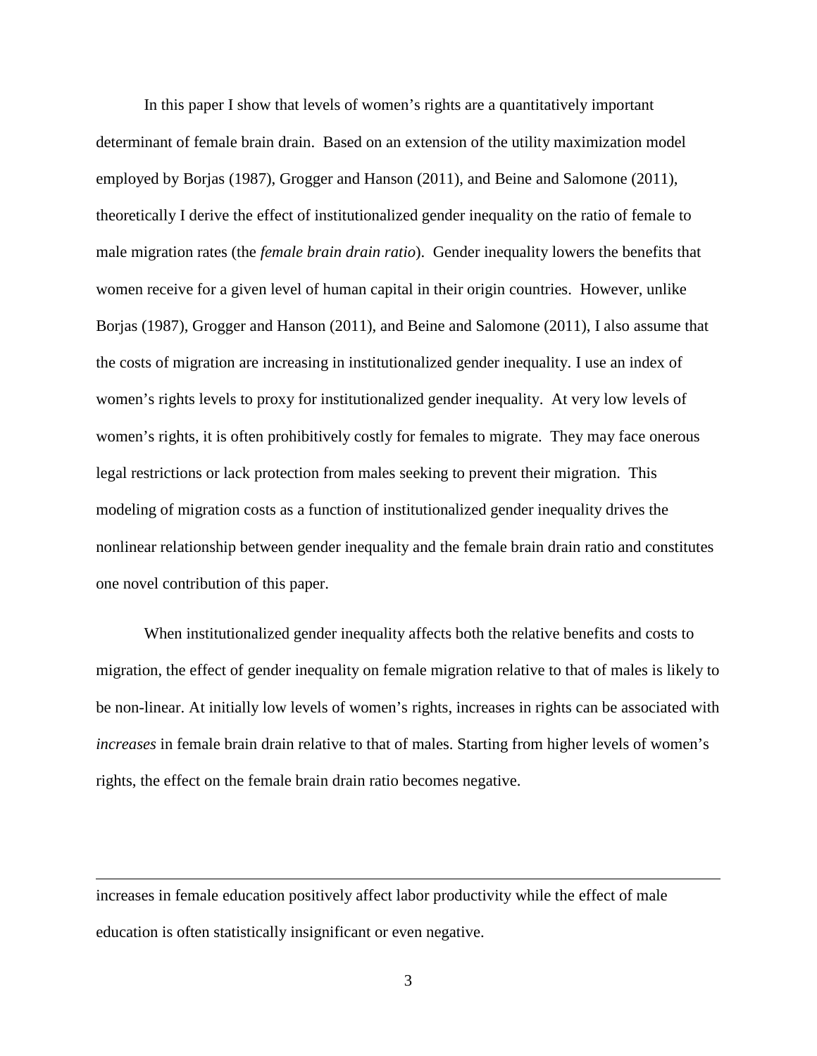In this paper I show that levels of women's rights are a quantitatively important determinant of female brain drain. Based on an extension of the utility maximization model employed by Borjas (1987), Grogger and Hanson (2011), and Beine and Salomone (2011), theoretically I derive the effect of institutionalized gender inequality on the ratio of female to male migration rates (the *female brain drain ratio*). Gender inequality lowers the benefits that women receive for a given level of human capital in their origin countries. However, unlike Borjas (1987), Grogger and Hanson (2011), and Beine and Salomone (2011), I also assume that the costs of migration are increasing in institutionalized gender inequality. I use an index of women's rights levels to proxy for institutionalized gender inequality. At very low levels of women's rights, it is often prohibitively costly for females to migrate. They may face onerous legal restrictions or lack protection from males seeking to prevent their migration. This modeling of migration costs as a function of institutionalized gender inequality drives the nonlinear relationship between gender inequality and the female brain drain ratio and constitutes one novel contribution of this paper.

When institutionalized gender inequality affects both the relative benefits and costs to migration, the effect of gender inequality on female migration relative to that of males is likely to be non-linear. At initially low levels of women's rights, increases in rights can be associated with *increases* in female brain drain relative to that of males. Starting from higher levels of women's rights, the effect on the female brain drain ratio becomes negative.

---

increases in female education positively affect labor productivity while the effect of male education is often statistically insignificant or even negative.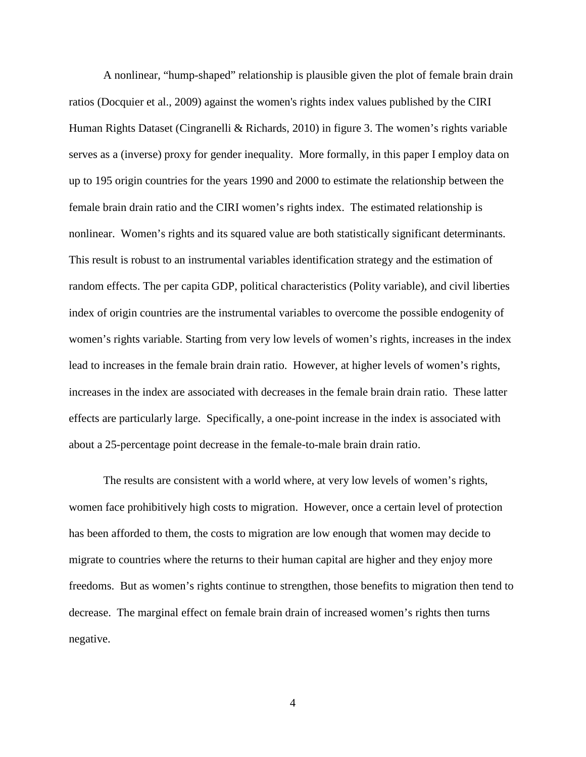A nonlinear, "hump-shaped" relationship is plausible given the plot of female brain drain ratios (Docquier et al., 2009) against the women's rights index values published by the CIRI Human Rights Dataset (Cingranelli & Richards, 2010) in figure 3. The women's rights variable serves as a (inverse) proxy for gender inequality. More formally, in this paper I employ data on up to 195 origin countries for the years 1990 and 2000 to estimate the relationship between the female brain drain ratio and the CIRI women's rights index. The estimated relationship is nonlinear. Women's rights and its squared value are both statistically significant determinants. This result is robust to an instrumental variables identification strategy and the estimation of random effects. The per capita GDP, political characteristics (Polity variable), and civil liberties index of origin countries are the instrumental variables to overcome the possible endogenity of women's rights variable. Starting from very low levels of women's rights, increases in the index lead to increases in the female brain drain ratio. However, at higher levels of women's rights, increases in the index are associated with decreases in the female brain drain ratio. These latter effects are particularly large. Specifically, a one-point increase in the index is associated with about a 25-percentage point decrease in the female-to-male brain drain ratio.

The results are consistent with a world where, at very low levels of women's rights, women face prohibitively high costs to migration. However, once a certain level of protection has been afforded to them, the costs to migration are low enough that women may decide to migrate to countries where the returns to their human capital are higher and they enjoy more freedoms. But as women's rights continue to strengthen, those benefits to migration then tend to decrease. The marginal effect on female brain drain of increased women's rights then turns negative.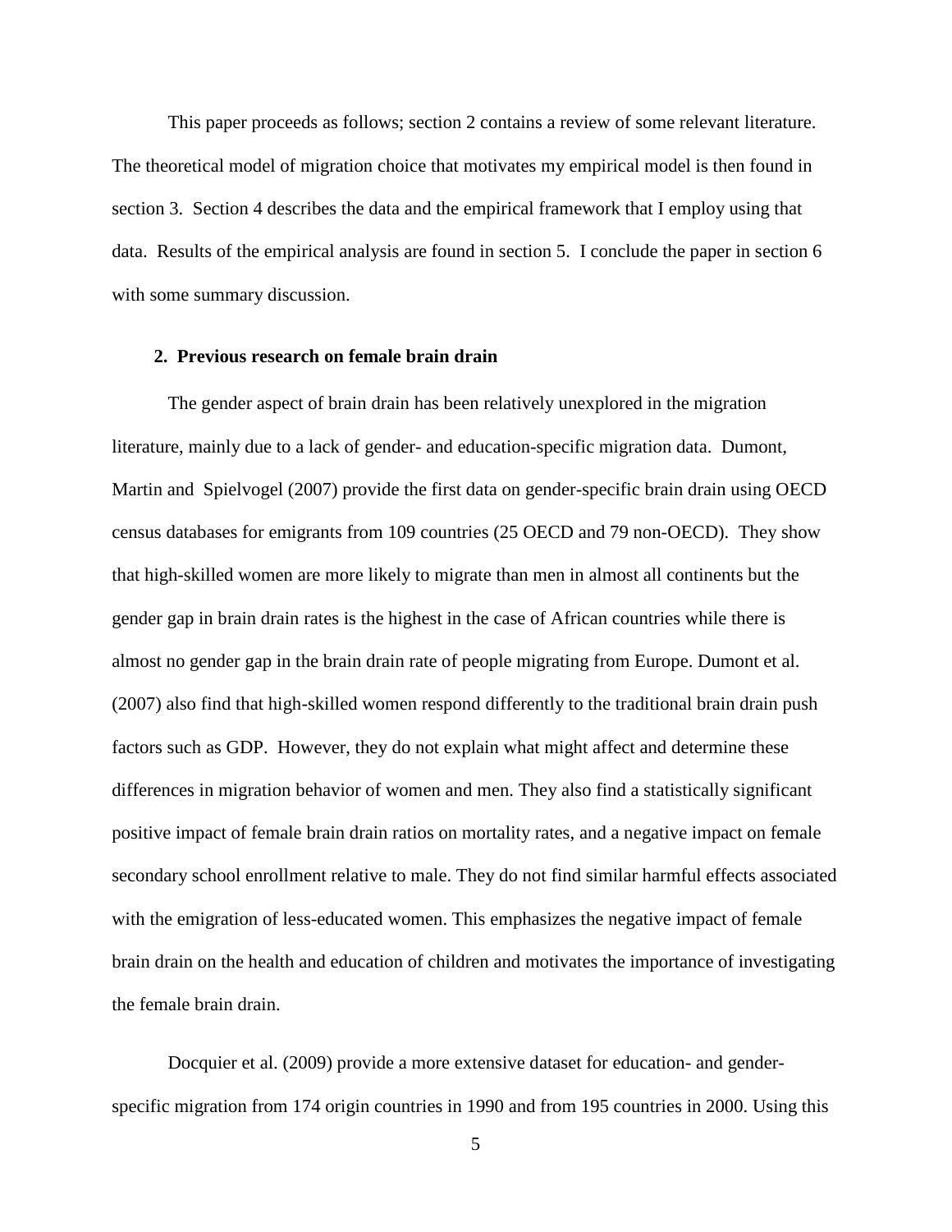This paper proceeds as follows; section 2 contains a review of some relevant literature. The theoretical model of migration choice that motivates my empirical model is then found in section 3. Section 4 describes the data and the empirical framework that I employ using that data. Results of the empirical analysis are found in section 5. I conclude the paper in section 6 with some summary discussion.

## 2. Previous research on female brain drain

The gender aspect of brain drain has been relatively unexplored in the migration literature, mainly due to a lack of gender- and education-specific migration data. Dumont, Martin and Spielvogel (2007) provide the first data on gender-specific brain drain using OECD census databases for emigrants from 109 countries (25 OECD and 79 non-OECD). They show that high-skilled women are more likely to migrate than men in almost all continents but the gender gap in brain drain rates is the highest in the case of African countries while there is almost no gender gap in the brain drain rate of people migrating from Europe. Dumont et al. (2007) also find that high-skilled women respond differently to the traditional brain drain push factors such as GDP. However, they do not explain what might affect and determine these differences in migration behavior of women and men. They also find a statistically significant positive impact of female brain drain ratios on mortality rates, and a negative impact on female secondary school enrollment relative to male. They do not find similar harmful effects associated with the emigration of less-educated women. This emphasizes the negative impact of female brain drain on the health and education of children and motivates the importance of investigating the female brain drain.

Docquier et al. (2009) provide a more extensive dataset for education- and gender-specific migration from 174 origin countries in 1990 and from 195 countries in 2000. Using this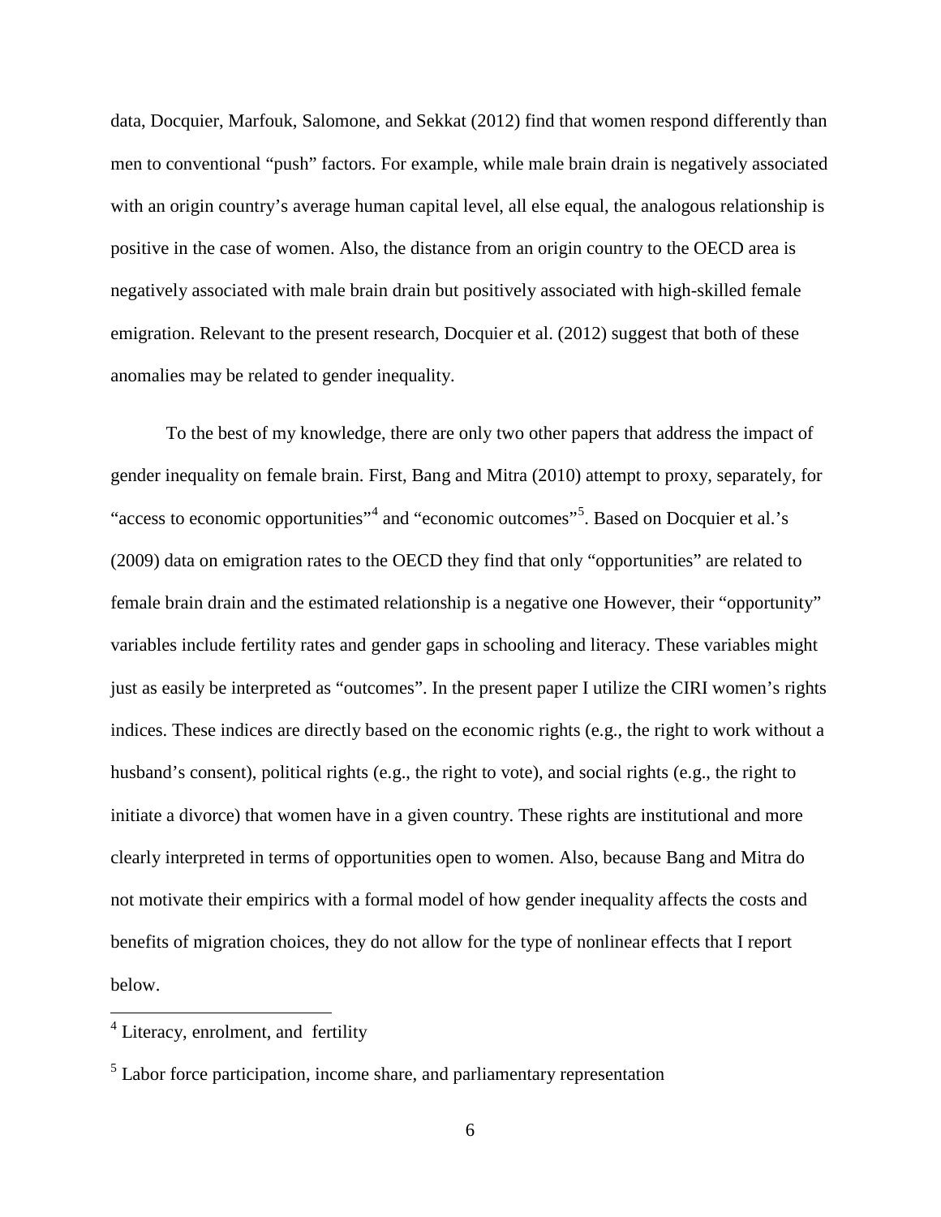data, Docquier, Marfouk, Salomone, and Sekkat (2012) find that women respond differently than men to conventional "push" factors. For example, while male brain drain is negatively associated with an origin country's average human capital level, all else equal, the analogous relationship is positive in the case of women. Also, the distance from an origin country to the OECD area is negatively associated with male brain drain but positively associated with high-skilled female emigration. Relevant to the present research, Docquier et al. (2012) suggest that both of these anomalies may be related to gender inequality.

To the best of my knowledge, there are only two other papers that address the impact of gender inequality on female brain. First, Bang and Mitra (2010) attempt to proxy, separately, for "access to economic opportunities"[4] and "economic outcomes"[5]. Based on Docquier et al.'s (2009) data on emigration rates to the OECD they find that only "opportunities" are related to female brain drain and the estimated relationship is a negative one However, their "opportunity" variables include fertility rates and gender gaps in schooling and literacy. These variables might just as easily be interpreted as "outcomes". In the present paper I utilize the CIRI women's rights indices. These indices are directly based on the economic rights (e.g., the right to work without a husband's consent), political rights (e.g., the right to vote), and social rights (e.g., the right to initiate a divorce) that women have in a given country. These rights are institutional and more clearly interpreted in terms of opportunities open to women. Also, because Bang and Mitra do not motivate their empirics with a formal model of how gender inequality affects the costs and benefits of migration choices, they do not allow for the type of nonlinear effects that I report below.

[4] Literacy, enrolment, and fertility

[5] Labor force participation, income share, and parliamentary representation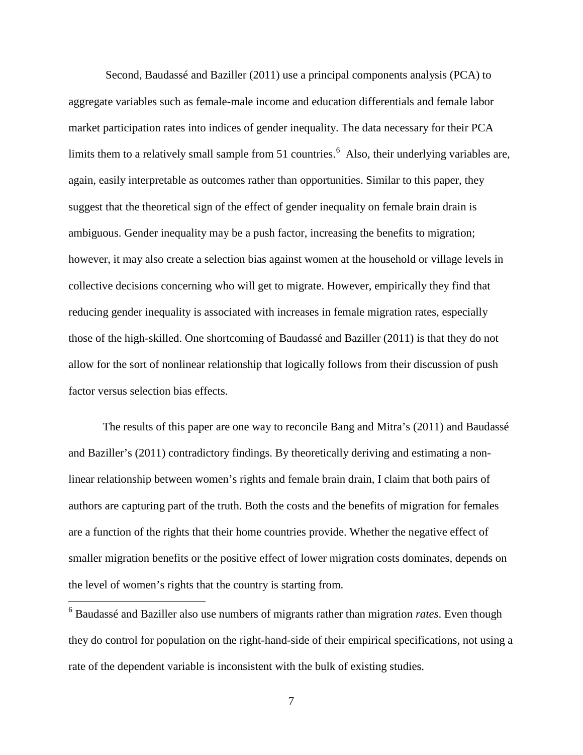Second, Baudassé and Baziller (2011) use a principal components analysis (PCA) to aggregate variables such as female-male income and education differentials and female labor market participation rates into indices of gender inequality. The data necessary for their PCA limits them to a relatively small sample from 51 countries.[6] Also, their underlying variables are, again, easily interpretable as outcomes rather than opportunities. Similar to this paper, they suggest that the theoretical sign of the effect of gender inequality on female brain drain is ambiguous. Gender inequality may be a push factor, increasing the benefits to migration; however, it may also create a selection bias against women at the household or village levels in collective decisions concerning who will get to migrate. However, empirically they find that reducing gender inequality is associated with increases in female migration rates, especially those of the high-skilled. One shortcoming of Baudassé and Baziller (2011) is that they do not allow for the sort of nonlinear relationship that logically follows from their discussion of push factor versus selection bias effects.

The results of this paper are one way to reconcile Bang and Mitra's (2011) and Baudassé and Baziller's (2011) contradictory findings. By theoretically deriving and estimating a non-linear relationship between women's rights and female brain drain, I claim that both pairs of authors are capturing part of the truth. Both the costs and the benefits of migration for females are a function of the rights that their home countries provide. Whether the negative effect of smaller migration benefits or the positive effect of lower migration costs dominates, depends on the level of women's rights that the country is starting from.

[6] Baudassé and Baziller also use numbers of migrants rather than migration *rates*. Even though they do control for population on the right-hand-side of their empirical specifications, not using a rate of the dependent variable is inconsistent with the bulk of existing studies.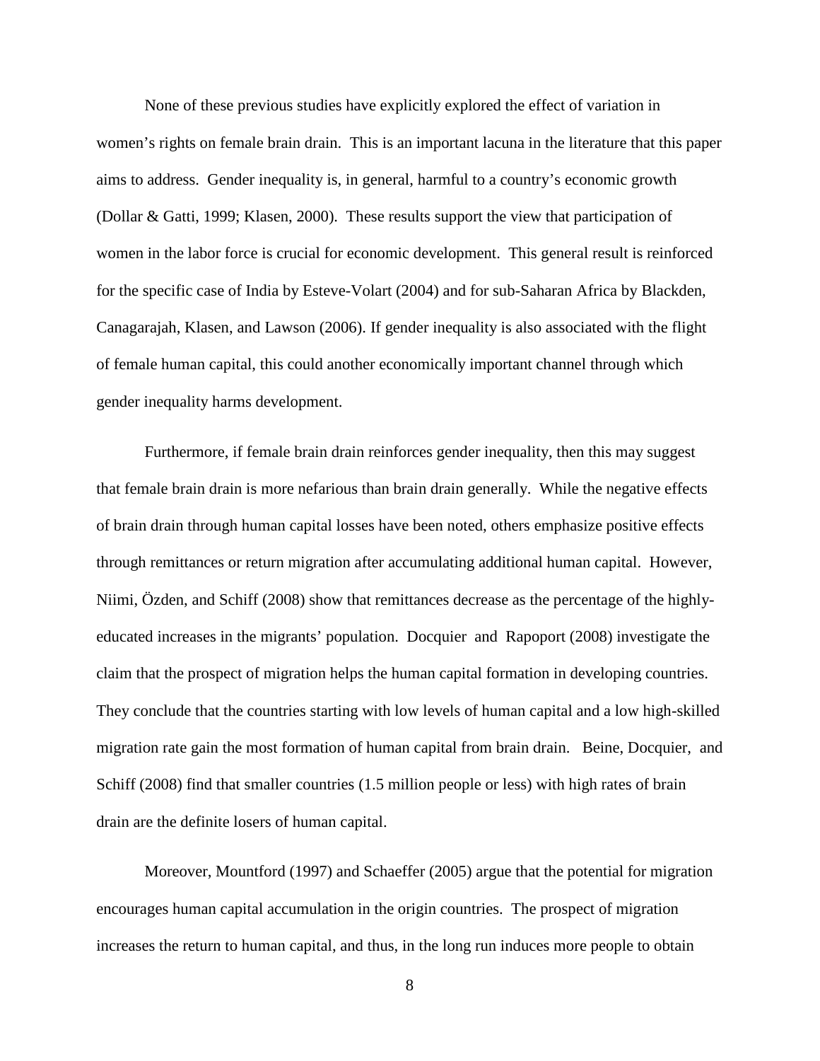None of these previous studies have explicitly explored the effect of variation in women's rights on female brain drain. This is an important lacuna in the literature that this paper aims to address. Gender inequality is, in general, harmful to a country's economic growth (Dollar & Gatti, 1999; Klasen, 2000). These results support the view that participation of women in the labor force is crucial for economic development. This general result is reinforced for the specific case of India by Esteve-Volart (2004) and for sub-Saharan Africa by Blackden, Canagarajah, Klasen, and Lawson (2006). If gender inequality is also associated with the flight of female human capital, this could another economically important channel through which gender inequality harms development.

Furthermore, if female brain drain reinforces gender inequality, then this may suggest that female brain drain is more nefarious than brain drain generally. While the negative effects of brain drain through human capital losses have been noted, others emphasize positive effects through remittances or return migration after accumulating additional human capital. However, Niimi, Özden, and Schiff (2008) show that remittances decrease as the percentage of the highly-educated increases in the migrants' population. Docquier and Rapoport (2008) investigate the claim that the prospect of migration helps the human capital formation in developing countries. They conclude that the countries starting with low levels of human capital and a low high-skilled migration rate gain the most formation of human capital from brain drain. Beine, Docquier, and Schiff (2008) find that smaller countries (1.5 million people or less) with high rates of brain drain are the definite losers of human capital.

Moreover, Mountford (1997) and Schaeffer (2005) argue that the potential for migration encourages human capital accumulation in the origin countries. The prospect of migration increases the return to human capital, and thus, in the long run induces more people to obtain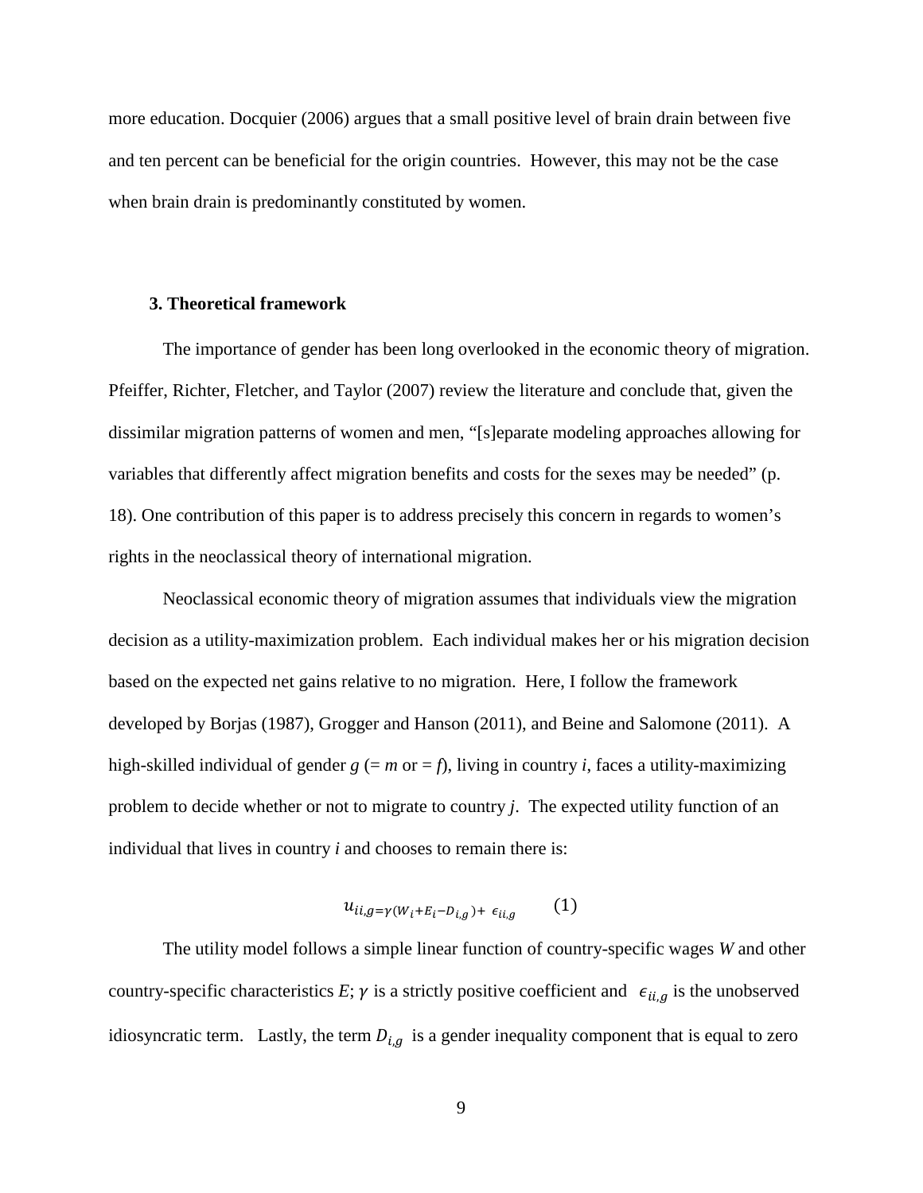more education. Docquier (2006) argues that a small positive level of brain drain between five and ten percent can be beneficial for the origin countries. However, this may not be the case when brain drain is predominantly constituted by women.

## 3. Theoretical framework

The importance of gender has been long overlooked in the economic theory of migration. Pfeiffer, Richter, Fletcher, and Taylor (2007) review the literature and conclude that, given the dissimilar migration patterns of women and men, "[s]eparate modeling approaches allowing for variables that differently affect migration benefits and costs for the sexes may be needed" (p. 18). One contribution of this paper is to address precisely this concern in regards to women's rights in the neoclassical theory of international migration.

Neoclassical economic theory of migration assumes that individuals view the migration decision as a utility-maximization problem. Each individual makes her or his migration decision based on the expected net gains relative to no migration. Here, I follow the framework developed by Borjas (1987), Grogger and Hanson (2011), and Beine and Salomone (2011). A high-skilled individual of gender $g$ (= $m$ or = $f$), living in country $i$, faces a utility-maximizing problem to decide whether or not to migrate to country $j$. The expected utility function of an individual that lives in country $i$ and chooses to remain there is:

$$u_{ii,g} = \gamma(W_i + E_i - D_{i,g}) + \epsilon_{ii,g} \qquad (1)$$

The utility model follows a simple linear function of country-specific wages $W$ and other country-specific characteristics $E$; $\gamma$ is a strictly positive coefficient and $\epsilon_{ii,g}$ is the unobserved idiosyncratic term. Lastly, the term $D_{i,g}$ is a gender inequality component that is equal to zero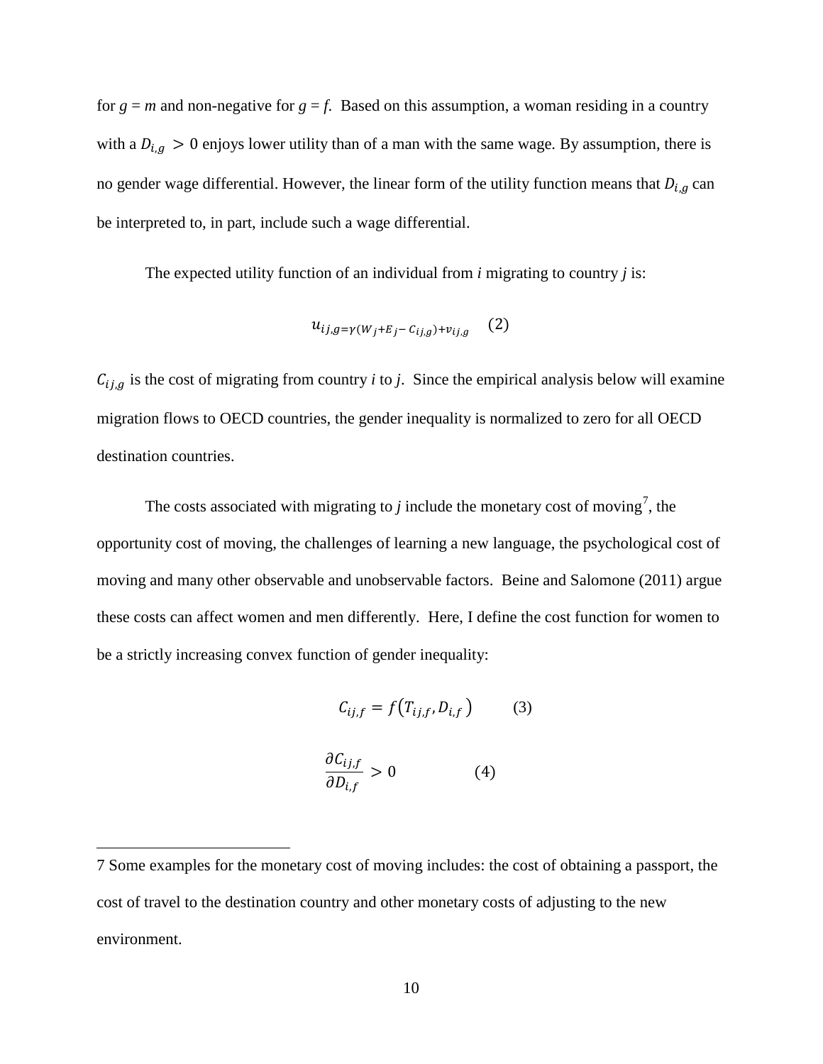for $g = m$ and non-negative for $g = f$. Based on this assumption, a woman residing in a country with a $D_{i,g} > 0$ enjoys lower utility than of a man with the same wage. By assumption, there is no gender wage differential. However, the linear form of the utility function means that $D_{i,g}$ can be interpreted to, in part, include such a wage differential.

The expected utility function of an individual from *i* migrating to country *j* is:

$$u_{ij,g} = \gamma(W_j + E_j - C_{ij,g}) + v_{ij,g} \quad (2)$$

$C_{ij,g}$ is the cost of migrating from country *i* to *j*. Since the empirical analysis below will examine migration flows to OECD countries, the gender inequality is normalized to zero for all OECD destination countries.

The costs associated with migrating to *j* include the monetary cost of moving[7], the opportunity cost of moving, the challenges of learning a new language, the psychological cost of moving and many other observable and unobservable factors. Beine and Salomone (2011) argue these costs can affect women and men differently. Here, I define the cost function for women to be a strictly increasing convex function of gender inequality:

$$C_{ij,f} = f\left(T_{ij,f}, D_{i,f}\right) \qquad (3)$$

$$\frac{\partial C_{ij,f}}{\partial D_{i,f}} > 0 \qquad (4)$$

---

7 Some examples for the monetary cost of moving includes: the cost of obtaining a passport, the cost of travel to the destination country and other monetary costs of adjusting to the new environment.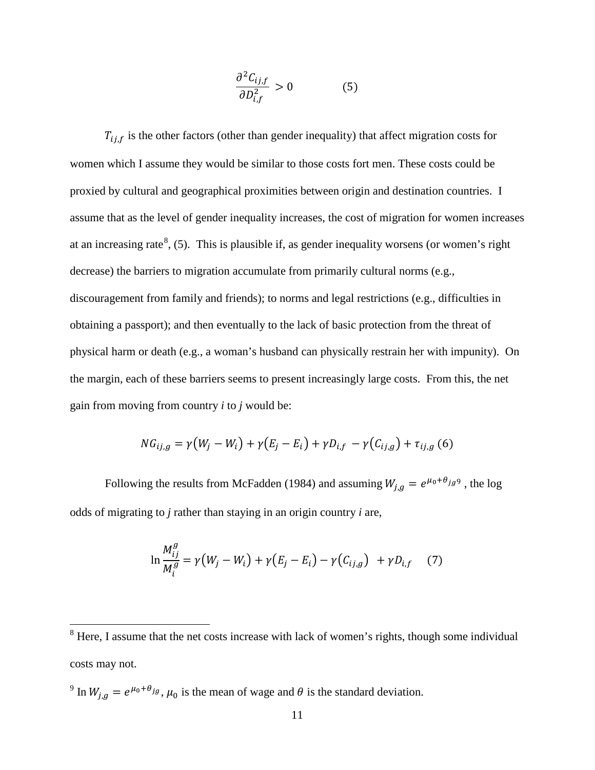$$\frac{\partial^2 C_{ij,f}}{\partial D_{i,f}^2} > 0 \qquad (5)$$

$T_{ij,f}$ is the other factors (other than gender inequality) that affect migration costs for women which I assume they would be similar to those costs fort men. These costs could be proxied by cultural and geographical proximities between origin and destination countries. I assume that as the level of gender inequality increases, the cost of migration for women increases at an increasing rate[8], (5). This is plausible if, as gender inequality worsens (or women's right decrease) the barriers to migration accumulate from primarily cultural norms (e.g., discouragement from family and friends); to norms and legal restrictions (e.g., difficulties in obtaining a passport); and then eventually to the lack of basic protection from the threat of physical harm or death (e.g., a woman's husband can physically restrain her with impunity). On the margin, each of these barriers seems to present increasingly large costs. From this, the net gain from moving from country *i* to *j* would be:

$$NG_{ij,g} = \gamma(W_j - W_i) + \gamma(E_j - E_i) + \gamma D_{i,f} - \gamma(C_{ij,g}) + \tau_{ij,g} \ (6)$$

Following the results from McFadden (1984) and assuming $W_{j,g} = e^{\mu_0 + \theta_{jg}}$[9], the log odds of migrating to *j* rather than staying in an origin country *i* are,

$$\ln \frac{M_{ij}^g}{M_i^g} = \gamma(W_j - W_i) + \gamma(E_j - E_i) - \gamma(C_{ij,g}) + \gamma D_{i,f} \qquad (7)$$

---

[8] Here, I assume that the net costs increase with lack of women's rights, though some individual costs may not.

[9] In $W_{j,g} = e^{\mu_0 + \theta_{jg}}$, $\mu_0$ is the mean of wage and $\theta$ is the standard deviation.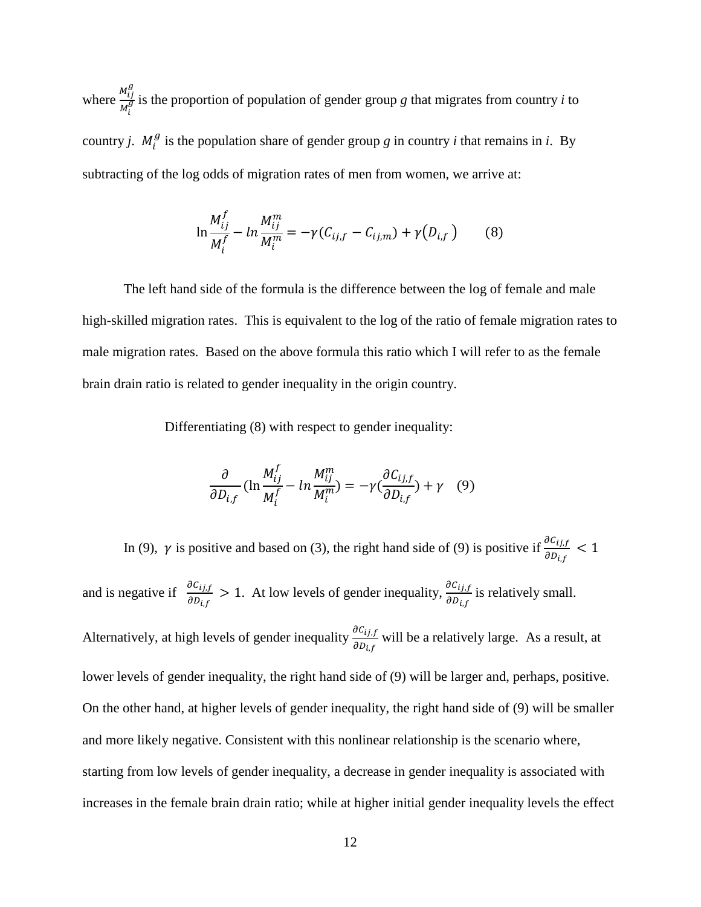where $\frac{M_{ij}^g}{M_i^g}$ is the proportion of population of gender group *g* that migrates from country *i* to country *j*. $M_i^g$ is the population share of gender group *g* in country *i* that remains in *i*. By subtracting of the log odds of migration rates of men from women, we arrive at:

$$\ln \frac{M_{ij}^f}{M_i^f} - ln \frac{M_{ij}^m}{M_i^m} = -\gamma(C_{ij,f} - C_{ij,m}) + \gamma(D_{i,f}) \qquad (8)$$

The left hand side of the formula is the difference between the log of female and male high-skilled migration rates. This is equivalent to the log of the ratio of female migration rates to male migration rates. Based on the above formula this ratio which I will refer to as the female brain drain ratio is related to gender inequality in the origin country.

Differentiating (8) with respect to gender inequality:

$$\frac{\partial}{\partial D_{i,f}} (\ln \frac{M_{ij}^f}{M_i^f} - ln \frac{M_{ij}^m}{M_i^m}) = -\gamma(\frac{\partial C_{ij,f}}{\partial D_{i,f}}) + \gamma \quad (9)$$

In (9), $\gamma$ is positive and based on (3), the right hand side of (9) is positive if $\frac{\partial C_{ij,f}}{\partial D_{i,f}} < 1$ and is negative if $\frac{\partial C_{ij,f}}{\partial D_{i,f}} > 1$. At low levels of gender inequality, $\frac{\partial C_{ij,f}}{\partial D_{i,f}}$ is relatively small. Alternatively, at high levels of gender inequality $\frac{\partial C_{ij,f}}{\partial D_{i,f}}$ will be a relatively large. As a result, at lower levels of gender inequality, the right hand side of (9) will be larger and, perhaps, positive. On the other hand, at higher levels of gender inequality, the right hand side of (9) will be smaller and more likely negative. Consistent with this nonlinear relationship is the scenario where, starting from low levels of gender inequality, a decrease in gender inequality is associated with increases in the female brain drain ratio; while at higher initial gender inequality levels the effect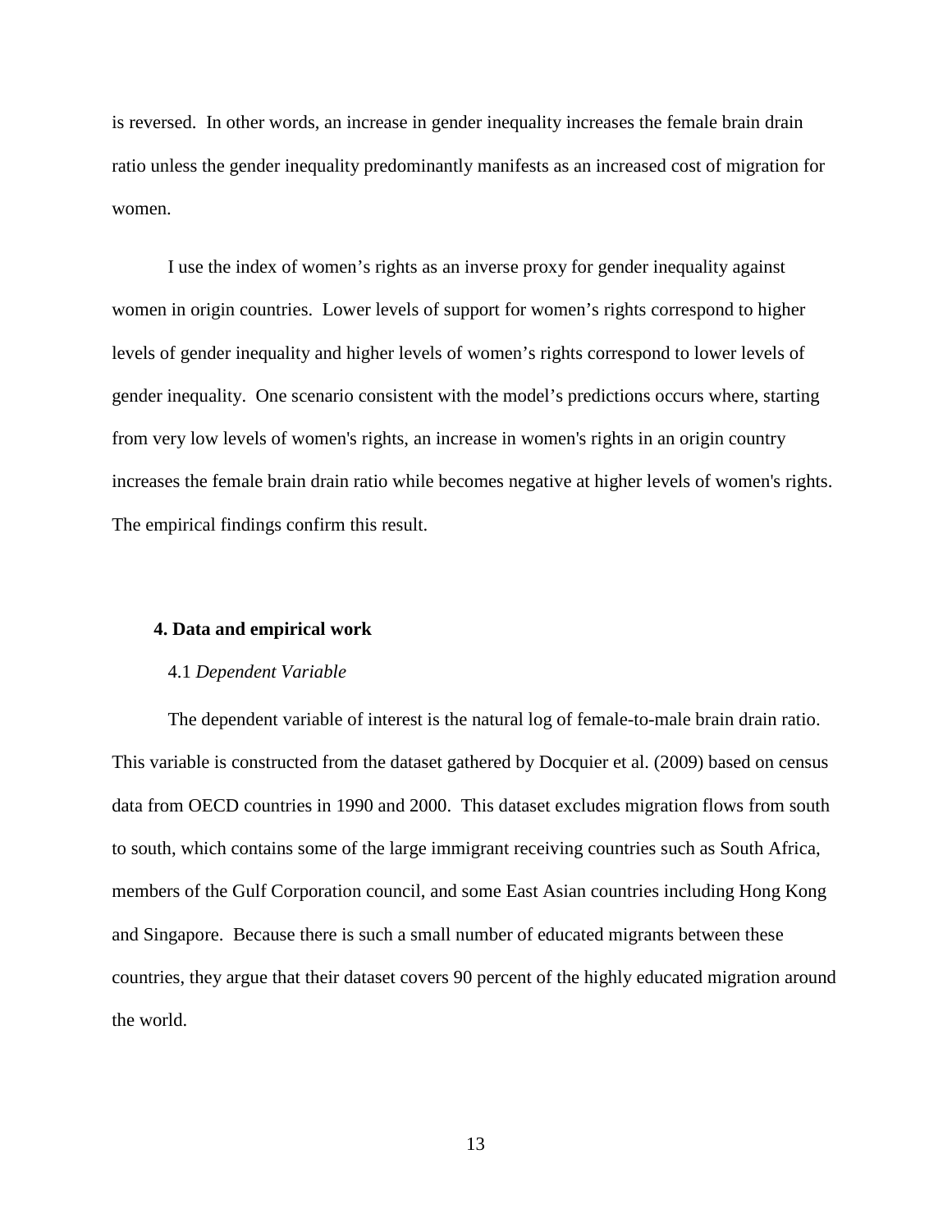is reversed. In other words, an increase in gender inequality increases the female brain drain ratio unless the gender inequality predominantly manifests as an increased cost of migration for women.

I use the index of women's rights as an inverse proxy for gender inequality against women in origin countries. Lower levels of support for women's rights correspond to higher levels of gender inequality and higher levels of women's rights correspond to lower levels of gender inequality. One scenario consistent with the model's predictions occurs where, starting from very low levels of women's rights, an increase in women's rights in an origin country increases the female brain drain ratio while becomes negative at higher levels of women's rights. The empirical findings confirm this result.

## 4. Data and empirical work

### 4.1 *Dependent Variable*

The dependent variable of interest is the natural log of female-to-male brain drain ratio. This variable is constructed from the dataset gathered by Docquier et al. (2009) based on census data from OECD countries in 1990 and 2000. This dataset excludes migration flows from south to south, which contains some of the large immigrant receiving countries such as South Africa, members of the Gulf Corporation council, and some East Asian countries including Hong Kong and Singapore. Because there is such a small number of educated migrants between these countries, they argue that their dataset covers 90 percent of the highly educated migration around the world.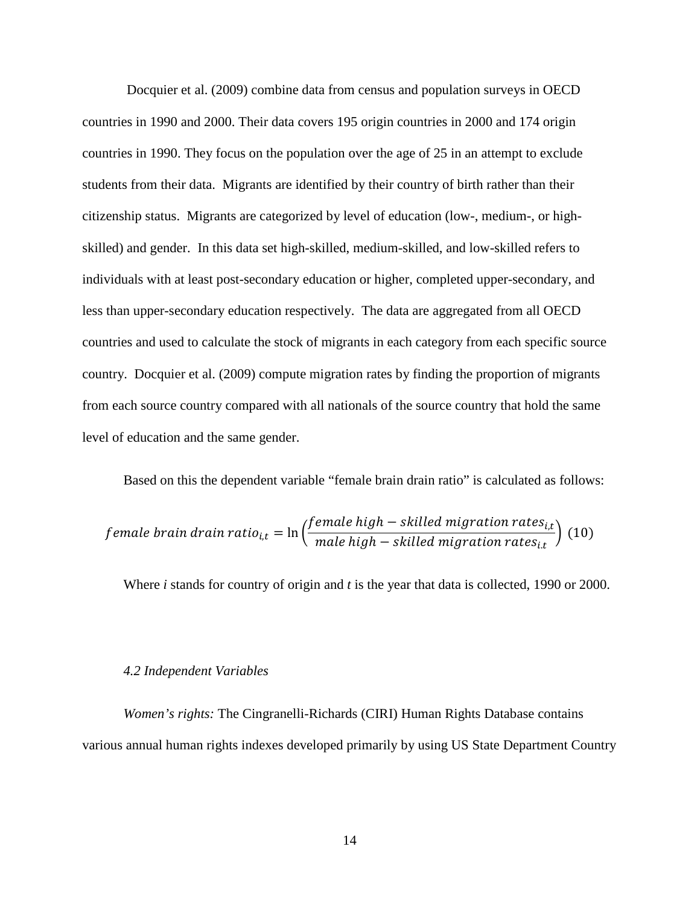Docquier et al. (2009) combine data from census and population surveys in OECD countries in 1990 and 2000. Their data covers 195 origin countries in 2000 and 174 origin countries in 1990. They focus on the population over the age of 25 in an attempt to exclude students from their data. Migrants are identified by their country of birth rather than their citizenship status. Migrants are categorized by level of education (low-, medium-, or high-skilled) and gender. In this data set high-skilled, medium-skilled, and low-skilled refers to individuals with at least post-secondary education or higher, completed upper-secondary, and less than upper-secondary education respectively. The data are aggregated from all OECD countries and used to calculate the stock of migrants in each category from each specific source country. Docquier et al. (2009) compute migration rates by finding the proportion of migrants from each source country compared with all nationals of the source country that hold the same level of education and the same gender.

Based on this the dependent variable "female brain drain ratio" is calculated as follows:

$$female\ brain\ drain\ ratio_{i,t} = \ln\left(\frac{female\ high - skilled\ migration\ rates_{i,t}}{male\ high - skilled\ migration\ rates_{i.t}}\right) \quad (10)$$

Where *i* stands for country of origin and *t* is the year that data is collected, 1990 or 2000.

### *4.2 Independent Variables*

*Women's rights:* The Cingranelli-Richards (CIRI) Human Rights Database contains various annual human rights indexes developed primarily by using US State Department Country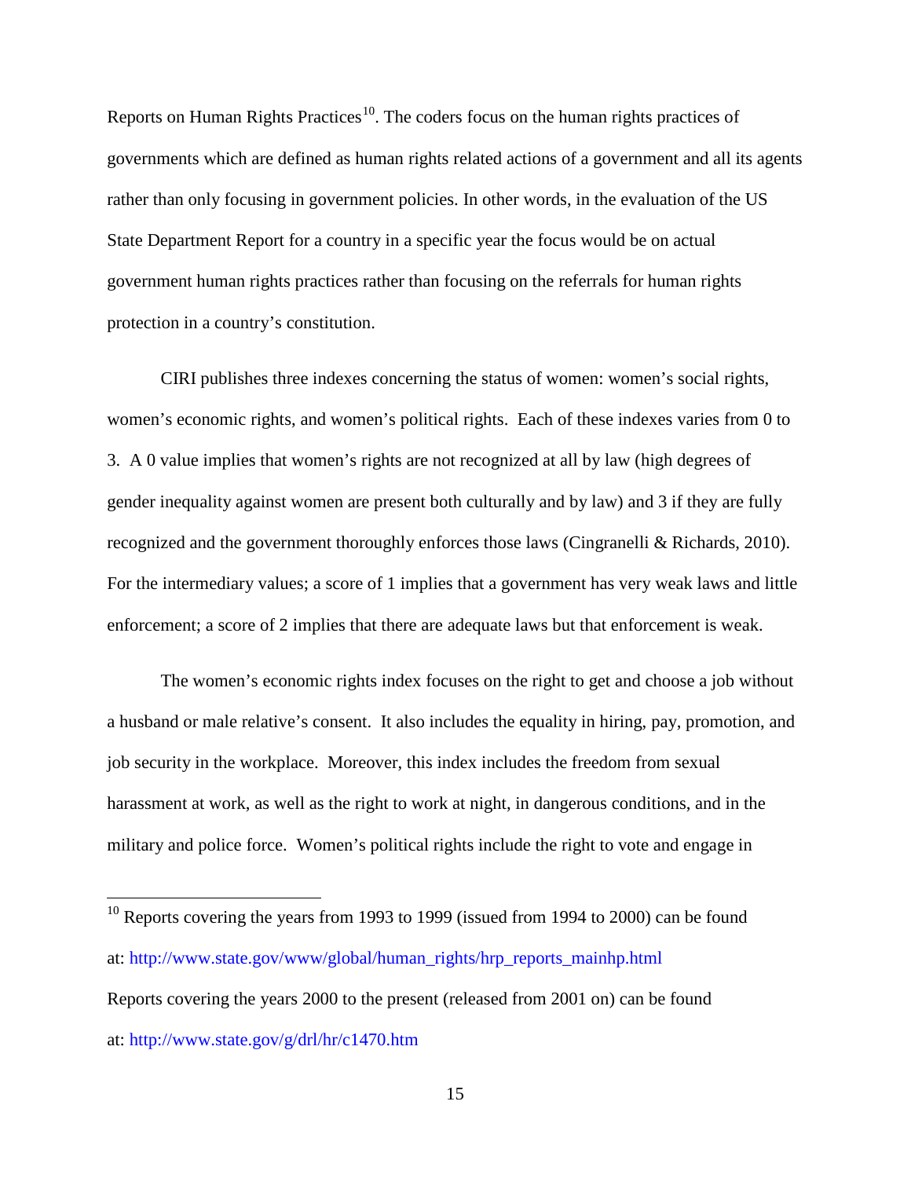Reports on Human Rights Practices[10]. The coders focus on the human rights practices of governments which are defined as human rights related actions of a government and all its agents rather than only focusing in government policies. In other words, in the evaluation of the US State Department Report for a country in a specific year the focus would be on actual government human rights practices rather than focusing on the referrals for human rights protection in a country's constitution.

CIRI publishes three indexes concerning the status of women: women's social rights, women's economic rights, and women's political rights. Each of these indexes varies from 0 to 3. A 0 value implies that women's rights are not recognized at all by law (high degrees of gender inequality against women are present both culturally and by law) and 3 if they are fully recognized and the government thoroughly enforces those laws (Cingranelli & Richards, 2010). For the intermediary values; a score of 1 implies that a government has very weak laws and little enforcement; a score of 2 implies that there are adequate laws but that enforcement is weak.

The women's economic rights index focuses on the right to get and choose a job without a husband or male relative's consent. It also includes the equality in hiring, pay, promotion, and job security in the workplace. Moreover, this index includes the freedom from sexual harassment at work, as well as the right to work at night, in dangerous conditions, and in the military and police force. Women's political rights include the right to vote and engage in

---

[10] Reports covering the years from 1993 to 1999 (issued from 1994 to 2000) can be found at: http://www.state.gov/www/global/human_rights/hrp_reports_mainhp.html

Reports covering the years 2000 to the present (released from 2001 on) can be found at: http://www.state.gov/g/drl/hr/c1470.htm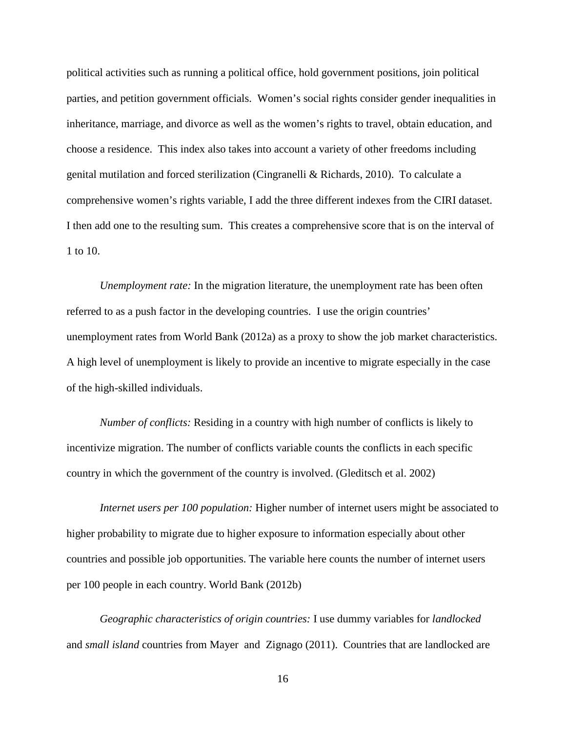political activities such as running a political office, hold government positions, join political parties, and petition government officials. Women's social rights consider gender inequalities in inheritance, marriage, and divorce as well as the women's rights to travel, obtain education, and choose a residence. This index also takes into account a variety of other freedoms including genital mutilation and forced sterilization (Cingranelli & Richards, 2010). To calculate a comprehensive women's rights variable, I add the three different indexes from the CIRI dataset. I then add one to the resulting sum. This creates a comprehensive score that is on the interval of 1 to 10.

*Unemployment rate:* In the migration literature, the unemployment rate has been often referred to as a push factor in the developing countries. I use the origin countries' unemployment rates from World Bank (2012a) as a proxy to show the job market characteristics. A high level of unemployment is likely to provide an incentive to migrate especially in the case of the high-skilled individuals.

*Number of conflicts:* Residing in a country with high number of conflicts is likely to incentivize migration. The number of conflicts variable counts the conflicts in each specific country in which the government of the country is involved. (Gleditsch et al. 2002)

*Internet users per 100 population:* Higher number of internet users might be associated to higher probability to migrate due to higher exposure to information especially about other countries and possible job opportunities. The variable here counts the number of internet users per 100 people in each country. World Bank (2012b)

*Geographic characteristics of origin countries:* I use dummy variables for *landlocked* and *small island* countries from Mayer and Zignago (2011). Countries that are landlocked are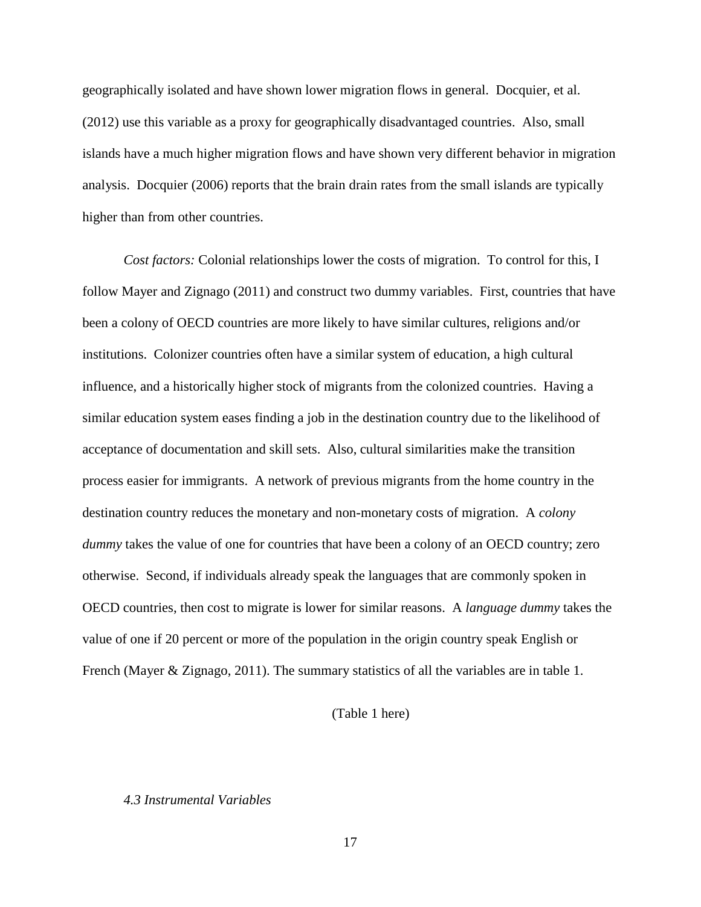geographically isolated and have shown lower migration flows in general. Docquier, et al. (2012) use this variable as a proxy for geographically disadvantaged countries. Also, small islands have a much higher migration flows and have shown very different behavior in migration analysis. Docquier (2006) reports that the brain drain rates from the small islands are typically higher than from other countries.

*Cost factors:* Colonial relationships lower the costs of migration. To control for this, I follow Mayer and Zignago (2011) and construct two dummy variables. First, countries that have been a colony of OECD countries are more likely to have similar cultures, religions and/or institutions. Colonizer countries often have a similar system of education, a high cultural influence, and a historically higher stock of migrants from the colonized countries. Having a similar education system eases finding a job in the destination country due to the likelihood of acceptance of documentation and skill sets. Also, cultural similarities make the transition process easier for immigrants. A network of previous migrants from the home country in the destination country reduces the monetary and non-monetary costs of migration. A *colony dummy* takes the value of one for countries that have been a colony of an OECD country; zero otherwise. Second, if individuals already speak the languages that are commonly spoken in OECD countries, then cost to migrate is lower for similar reasons. A *language dummy* takes the value of one if 20 percent or more of the population in the origin country speak English or French (Mayer & Zignago, 2011). The summary statistics of all the variables are in table 1.

(Table 1 here)

### *4.3 Instrumental Variables*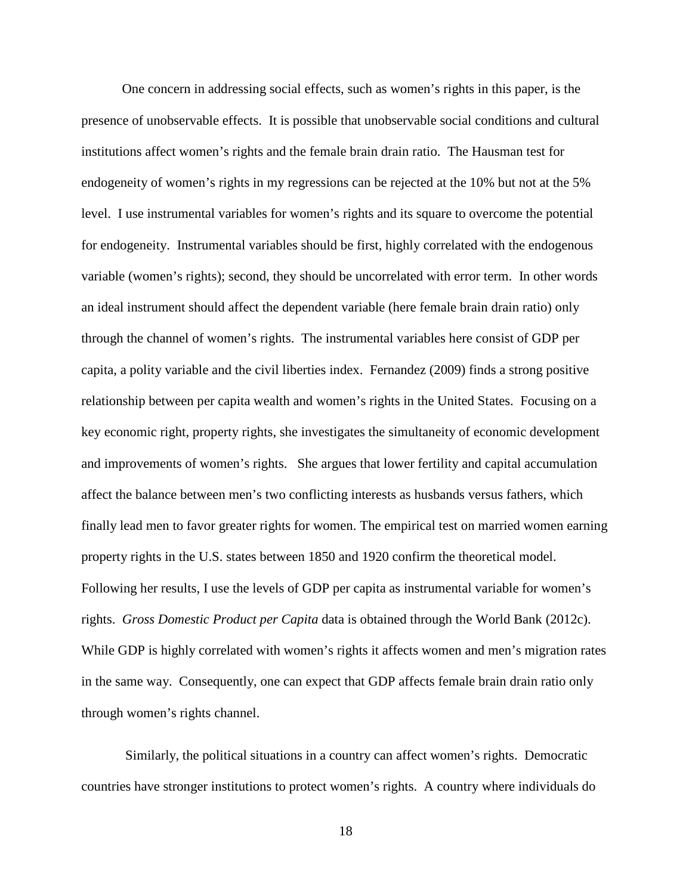One concern in addressing social effects, such as women's rights in this paper, is the presence of unobservable effects. It is possible that unobservable social conditions and cultural institutions affect women's rights and the female brain drain ratio. The Hausman test for endogeneity of women's rights in my regressions can be rejected at the 10% but not at the 5% level. I use instrumental variables for women's rights and its square to overcome the potential for endogeneity. Instrumental variables should be first, highly correlated with the endogenous variable (women's rights); second, they should be uncorrelated with error term. In other words an ideal instrument should affect the dependent variable (here female brain drain ratio) only through the channel of women's rights. The instrumental variables here consist of GDP per capita, a polity variable and the civil liberties index. Fernandez (2009) finds a strong positive relationship between per capita wealth and women's rights in the United States. Focusing on a key economic right, property rights, she investigates the simultaneity of economic development and improvements of women's rights. She argues that lower fertility and capital accumulation affect the balance between men's two conflicting interests as husbands versus fathers, which finally lead men to favor greater rights for women. The empirical test on married women earning property rights in the U.S. states between 1850 and 1920 confirm the theoretical model. Following her results, I use the levels of GDP per capita as instrumental variable for women's rights. *Gross Domestic Product per Capita* data is obtained through the World Bank (2012c). While GDP is highly correlated with women's rights it affects women and men's migration rates in the same way. Consequently, one can expect that GDP affects female brain drain ratio only through women's rights channel.

Similarly, the political situations in a country can affect women's rights. Democratic countries have stronger institutions to protect women's rights. A country where individuals do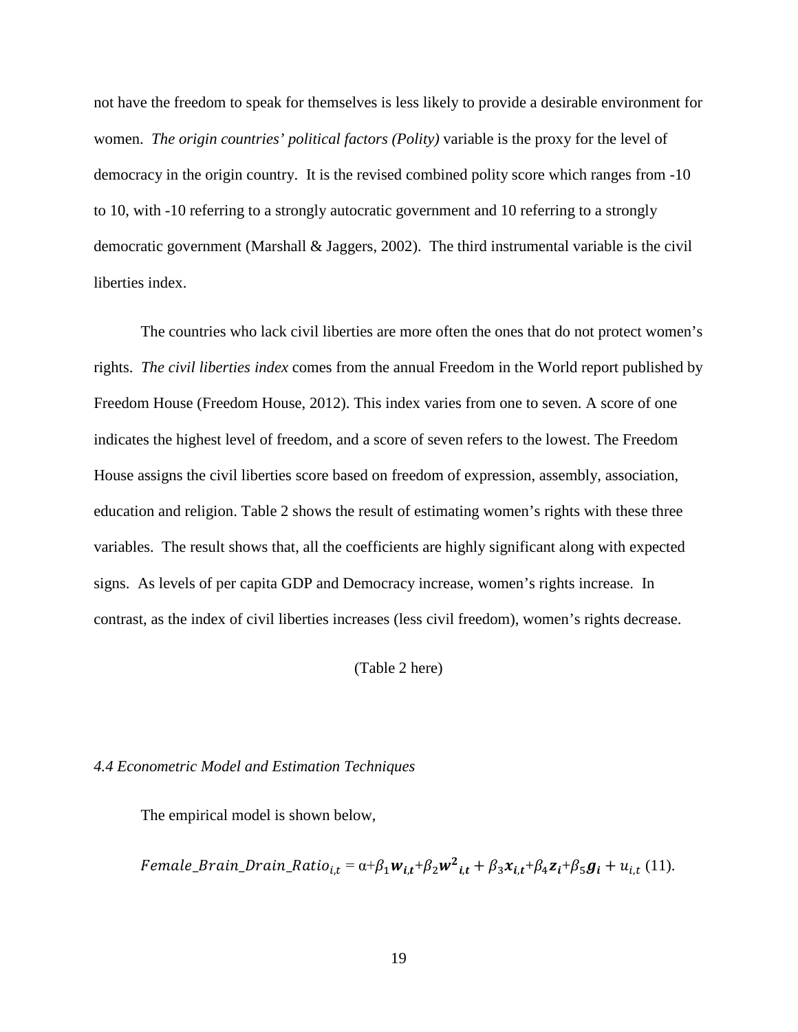not have the freedom to speak for themselves is less likely to provide a desirable environment for women. *The origin countries' political factors (Polity)* variable is the proxy for the level of democracy in the origin country. It is the revised combined polity score which ranges from -10 to 10, with -10 referring to a strongly autocratic government and 10 referring to a strongly democratic government (Marshall & Jaggers, 2002). The third instrumental variable is the civil liberties index.

The countries who lack civil liberties are more often the ones that do not protect women's rights. *The civil liberties index* comes from the annual Freedom in the World report published by Freedom House (Freedom House, 2012). This index varies from one to seven. A score of one indicates the highest level of freedom, and a score of seven refers to the lowest. The Freedom House assigns the civil liberties score based on freedom of expression, assembly, association, education and religion. Table 2 shows the result of estimating women's rights with these three variables. The result shows that, all the coefficients are highly significant along with expected signs. As levels of per capita GDP and Democracy increase, women's rights increase. In contrast, as the index of civil liberties increases (less civil freedom), women's rights decrease.

(Table 2 here)

*4.4 Econometric Model and Estimation Techniques*

The empirical model is shown below,

$$Female\_Brain\_Drain\_Ratio_{i,t} = \alpha + \beta_1 \boldsymbol{w_{i,t}} + \beta_2 \boldsymbol{w^2}_{\boldsymbol{i,t}} + \beta_3 \boldsymbol{x_{i,t}} + \beta_4 \boldsymbol{z_i} + \beta_5 \boldsymbol{g_i} + u_{i,t} \quad (11).$$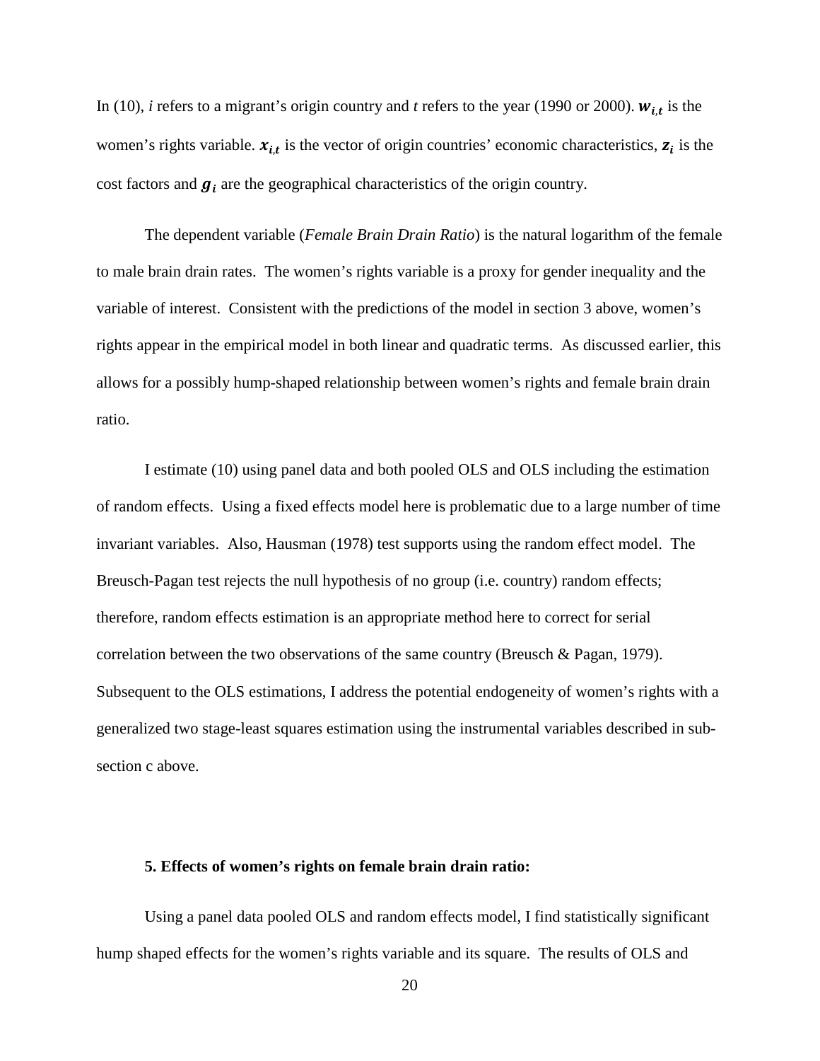In (10), *i* refers to a migrant's origin country and *t* refers to the year (1990 or 2000). $\boldsymbol{w_{i,t}}$ is the women's rights variable. $\boldsymbol{x_{i,t}}$ is the vector of origin countries' economic characteristics, $\boldsymbol{z_i}$ is the cost factors and $\boldsymbol{g_i}$ are the geographical characteristics of the origin country.

The dependent variable (*Female Brain Drain Ratio*) is the natural logarithm of the female to male brain drain rates. The women's rights variable is a proxy for gender inequality and the variable of interest. Consistent with the predictions of the model in section 3 above, women's rights appear in the empirical model in both linear and quadratic terms. As discussed earlier, this allows for a possibly hump-shaped relationship between women's rights and female brain drain ratio.

I estimate (10) using panel data and both pooled OLS and OLS including the estimation of random effects. Using a fixed effects model here is problematic due to a large number of time invariant variables. Also, Hausman (1978) test supports using the random effect model. The Breusch-Pagan test rejects the null hypothesis of no group (i.e. country) random effects; therefore, random effects estimation is an appropriate method here to correct for serial correlation between the two observations of the same country (Breusch & Pagan, 1979). Subsequent to the OLS estimations, I address the potential endogeneity of women's rights with a generalized two stage-least squares estimation using the instrumental variables described in sub-section c above.

### 5. Effects of women's rights on female brain drain ratio:

Using a panel data pooled OLS and random effects model, I find statistically significant hump shaped effects for the women's rights variable and its square. The results of OLS and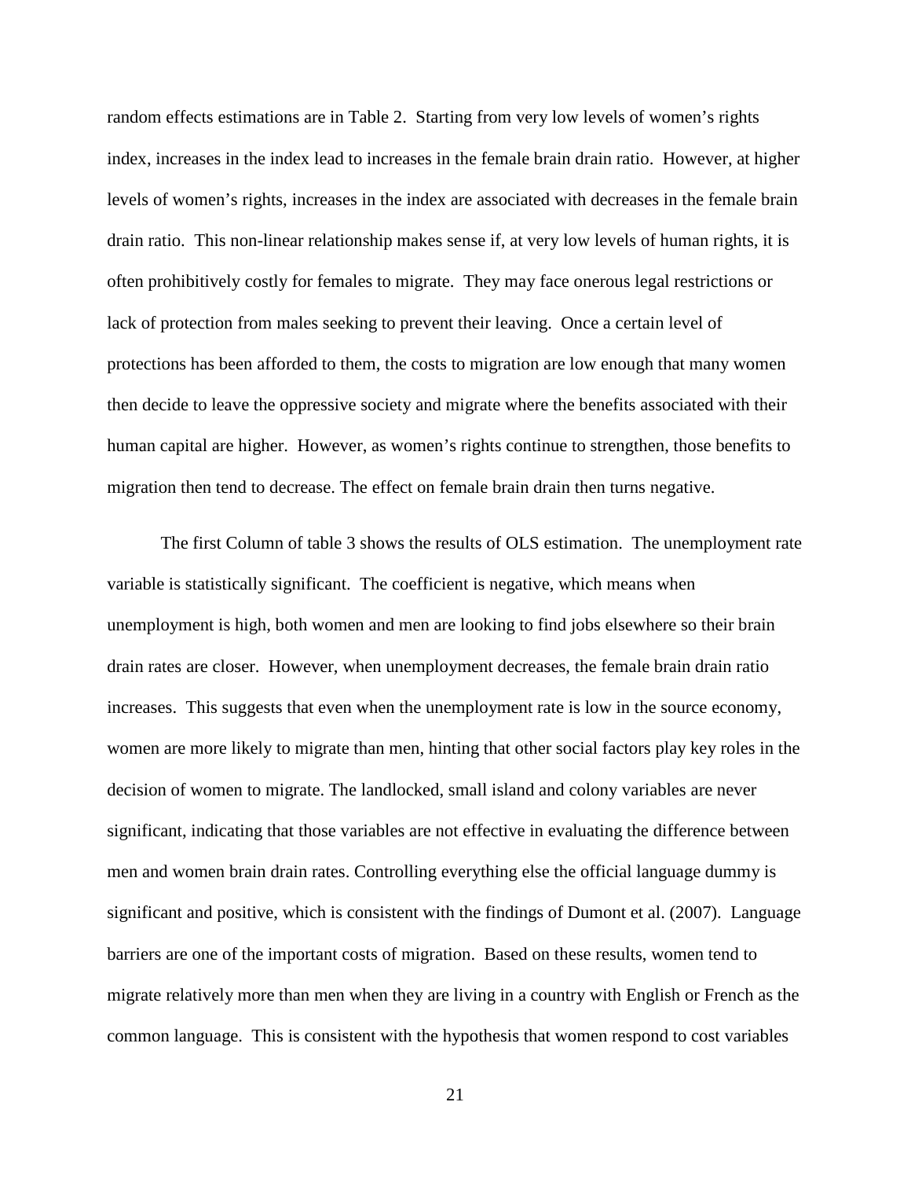random effects estimations are in Table 2. Starting from very low levels of women's rights index, increases in the index lead to increases in the female brain drain ratio. However, at higher levels of women's rights, increases in the index are associated with decreases in the female brain drain ratio. This non-linear relationship makes sense if, at very low levels of human rights, it is often prohibitively costly for females to migrate. They may face onerous legal restrictions or lack of protection from males seeking to prevent their leaving. Once a certain level of protections has been afforded to them, the costs to migration are low enough that many women then decide to leave the oppressive society and migrate where the benefits associated with their human capital are higher. However, as women's rights continue to strengthen, those benefits to migration then tend to decrease. The effect on female brain drain then turns negative.

The first Column of table 3 shows the results of OLS estimation. The unemployment rate variable is statistically significant. The coefficient is negative, which means when unemployment is high, both women and men are looking to find jobs elsewhere so their brain drain rates are closer. However, when unemployment decreases, the female brain drain ratio increases. This suggests that even when the unemployment rate is low in the source economy, women are more likely to migrate than men, hinting that other social factors play key roles in the decision of women to migrate. The landlocked, small island and colony variables are never significant, indicating that those variables are not effective in evaluating the difference between men and women brain drain rates. Controlling everything else the official language dummy is significant and positive, which is consistent with the findings of Dumont et al. (2007). Language barriers are one of the important costs of migration. Based on these results, women tend to migrate relatively more than men when they are living in a country with English or French as the common language. This is consistent with the hypothesis that women respond to cost variables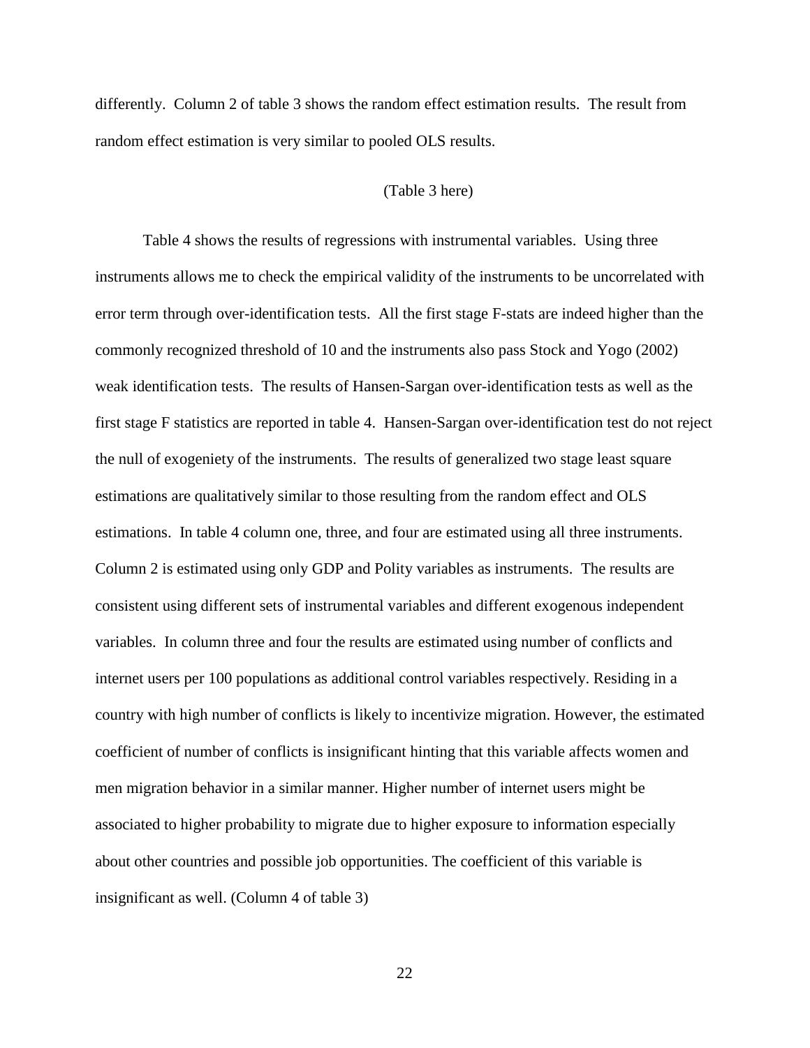differently. Column 2 of table 3 shows the random effect estimation results. The result from random effect estimation is very similar to pooled OLS results.

(Table 3 here)

Table 4 shows the results of regressions with instrumental variables. Using three instruments allows me to check the empirical validity of the instruments to be uncorrelated with error term through over-identification tests. All the first stage F-stats are indeed higher than the commonly recognized threshold of 10 and the instruments also pass Stock and Yogo (2002) weak identification tests. The results of Hansen-Sargan over-identification tests as well as the first stage F statistics are reported in table 4. Hansen-Sargan over-identification test do not reject the null of exogeniety of the instruments. The results of generalized two stage least square estimations are qualitatively similar to those resulting from the random effect and OLS estimations. In table 4 column one, three, and four are estimated using all three instruments. Column 2 is estimated using only GDP and Polity variables as instruments. The results are consistent using different sets of instrumental variables and different exogenous independent variables. In column three and four the results are estimated using number of conflicts and internet users per 100 populations as additional control variables respectively. Residing in a country with high number of conflicts is likely to incentivize migration. However, the estimated coefficient of number of conflicts is insignificant hinting that this variable affects women and men migration behavior in a similar manner. Higher number of internet users might be associated to higher probability to migrate due to higher exposure to information especially about other countries and possible job opportunities. The coefficient of this variable is insignificant as well. (Column 4 of table 3)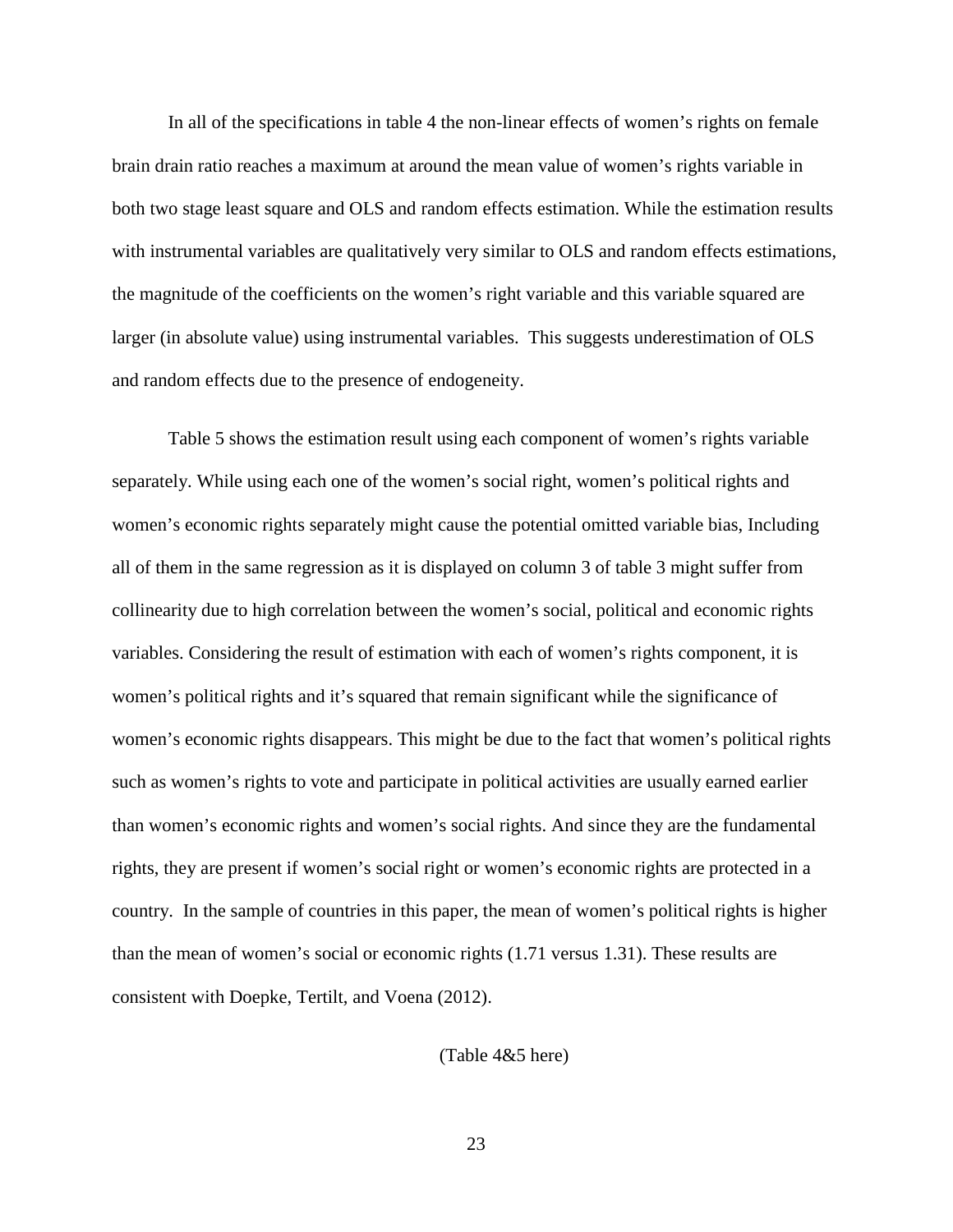In all of the specifications in table 4 the non-linear effects of women's rights on female brain drain ratio reaches a maximum at around the mean value of women's rights variable in both two stage least square and OLS and random effects estimation. While the estimation results with instrumental variables are qualitatively very similar to OLS and random effects estimations, the magnitude of the coefficients on the women's right variable and this variable squared are larger (in absolute value) using instrumental variables. This suggests underestimation of OLS and random effects due to the presence of endogeneity.

Table 5 shows the estimation result using each component of women's rights variable separately. While using each one of the women's social right, women's political rights and women's economic rights separately might cause the potential omitted variable bias, Including all of them in the same regression as it is displayed on column 3 of table 3 might suffer from collinearity due to high correlation between the women's social, political and economic rights variables. Considering the result of estimation with each of women's rights component, it is women's political rights and it's squared that remain significant while the significance of women's economic rights disappears. This might be due to the fact that women's political rights such as women's rights to vote and participate in political activities are usually earned earlier than women's economic rights and women's social rights. And since they are the fundamental rights, they are present if women's social right or women's economic rights are protected in a country. In the sample of countries in this paper, the mean of women's political rights is higher than the mean of women's social or economic rights (1.71 versus 1.31). These results are consistent with Doepke, Tertilt, and Voena (2012).

(Table 4&5 here)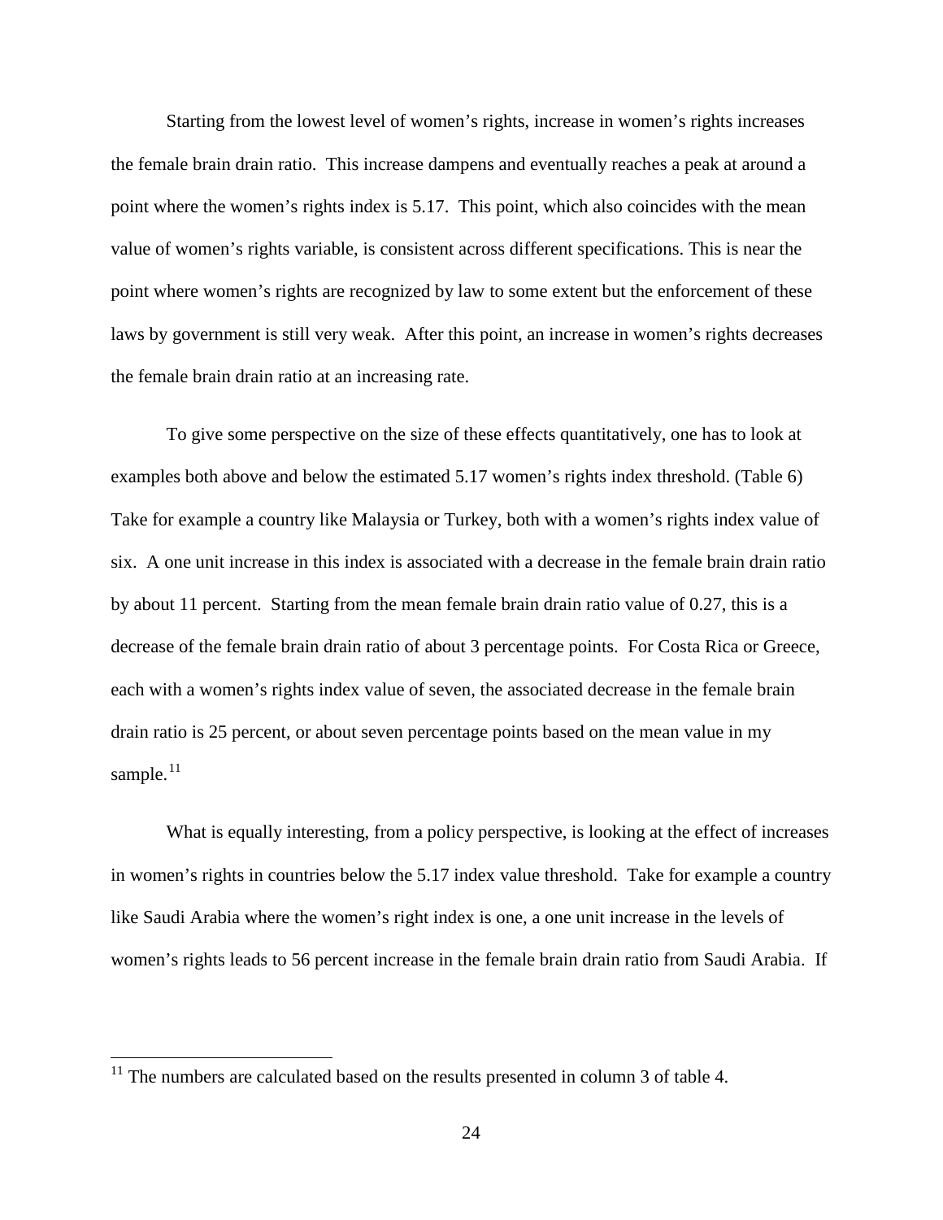Starting from the lowest level of women's rights, increase in women's rights increases the female brain drain ratio. This increase dampens and eventually reaches a peak at around a point where the women's rights index is 5.17. This point, which also coincides with the mean value of women's rights variable, is consistent across different specifications. This is near the point where women's rights are recognized by law to some extent but the enforcement of these laws by government is still very weak. After this point, an increase in women's rights decreases the female brain drain ratio at an increasing rate.

To give some perspective on the size of these effects quantitatively, one has to look at examples both above and below the estimated 5.17 women's rights index threshold. (Table 6) Take for example a country like Malaysia or Turkey, both with a women's rights index value of six. A one unit increase in this index is associated with a decrease in the female brain drain ratio by about 11 percent. Starting from the mean female brain drain ratio value of 0.27, this is a decrease of the female brain drain ratio of about 3 percentage points. For Costa Rica or Greece, each with a women's rights index value of seven, the associated decrease in the female brain drain ratio is 25 percent, or about seven percentage points based on the mean value in my sample.[11]

What is equally interesting, from a policy perspective, is looking at the effect of increases in women's rights in countries below the 5.17 index value threshold. Take for example a country like Saudi Arabia where the women's right index is one, a one unit increase in the levels of women's rights leads to 56 percent increase in the female brain drain ratio from Saudi Arabia. If

[11] The numbers are calculated based on the results presented in column 3 of table 4.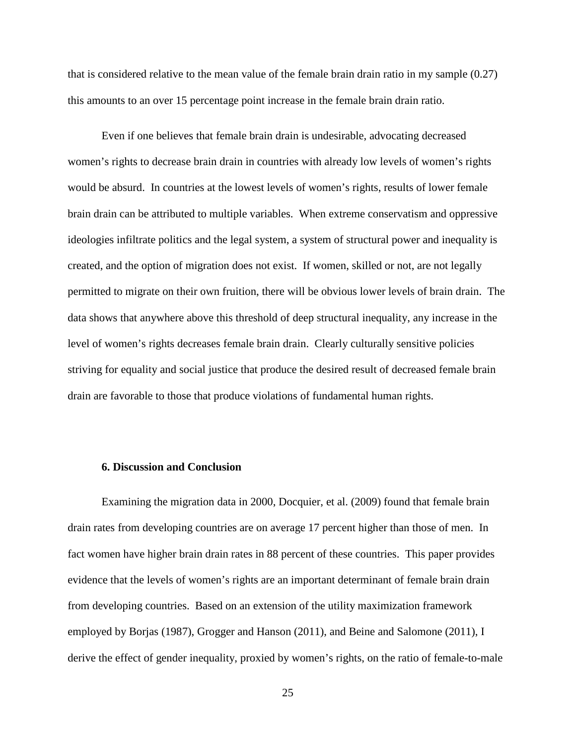that is considered relative to the mean value of the female brain drain ratio in my sample (0.27) this amounts to an over 15 percentage point increase in the female brain drain ratio.

Even if one believes that female brain drain is undesirable, advocating decreased women's rights to decrease brain drain in countries with already low levels of women's rights would be absurd. In countries at the lowest levels of women's rights, results of lower female brain drain can be attributed to multiple variables. When extreme conservatism and oppressive ideologies infiltrate politics and the legal system, a system of structural power and inequality is created, and the option of migration does not exist. If women, skilled or not, are not legally permitted to migrate on their own fruition, there will be obvious lower levels of brain drain. The data shows that anywhere above this threshold of deep structural inequality, any increase in the level of women's rights decreases female brain drain. Clearly culturally sensitive policies striving for equality and social justice that produce the desired result of decreased female brain drain are favorable to those that produce violations of fundamental human rights.

## 6. Discussion and Conclusion

Examining the migration data in 2000, Docquier, et al. (2009) found that female brain drain rates from developing countries are on average 17 percent higher than those of men. In fact women have higher brain drain rates in 88 percent of these countries. This paper provides evidence that the levels of women's rights are an important determinant of female brain drain from developing countries. Based on an extension of the utility maximization framework employed by Borjas (1987), Grogger and Hanson (2011), and Beine and Salomone (2011), I derive the effect of gender inequality, proxied by women's rights, on the ratio of female-to-male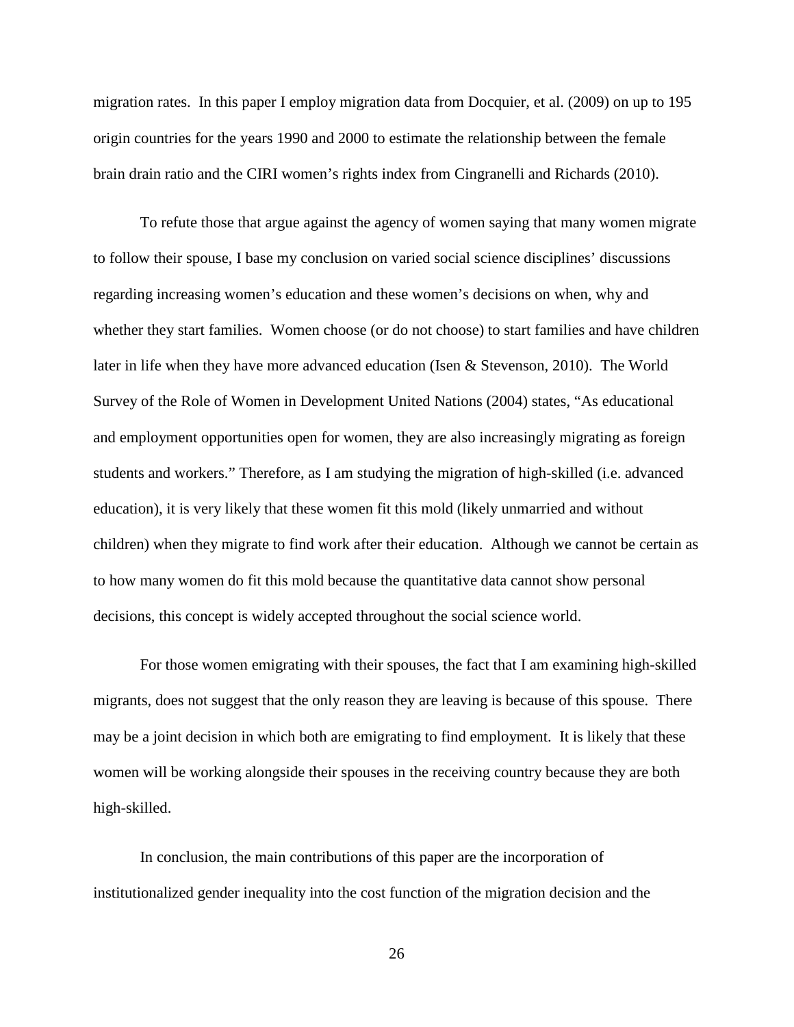migration rates. In this paper I employ migration data from Docquier, et al. (2009) on up to 195 origin countries for the years 1990 and 2000 to estimate the relationship between the female brain drain ratio and the CIRI women's rights index from Cingranelli and Richards (2010).

To refute those that argue against the agency of women saying that many women migrate to follow their spouse, I base my conclusion on varied social science disciplines' discussions regarding increasing women's education and these women's decisions on when, why and whether they start families. Women choose (or do not choose) to start families and have children later in life when they have more advanced education (Isen & Stevenson, 2010). The World Survey of the Role of Women in Development United Nations (2004) states, "As educational and employment opportunities open for women, they are also increasingly migrating as foreign students and workers." Therefore, as I am studying the migration of high-skilled (i.e. advanced education), it is very likely that these women fit this mold (likely unmarried and without children) when they migrate to find work after their education. Although we cannot be certain as to how many women do fit this mold because the quantitative data cannot show personal decisions, this concept is widely accepted throughout the social science world.

For those women emigrating with their spouses, the fact that I am examining high-skilled migrants, does not suggest that the only reason they are leaving is because of this spouse. There may be a joint decision in which both are emigrating to find employment. It is likely that these women will be working alongside their spouses in the receiving country because they are both high-skilled.

In conclusion, the main contributions of this paper are the incorporation of institutionalized gender inequality into the cost function of the migration decision and the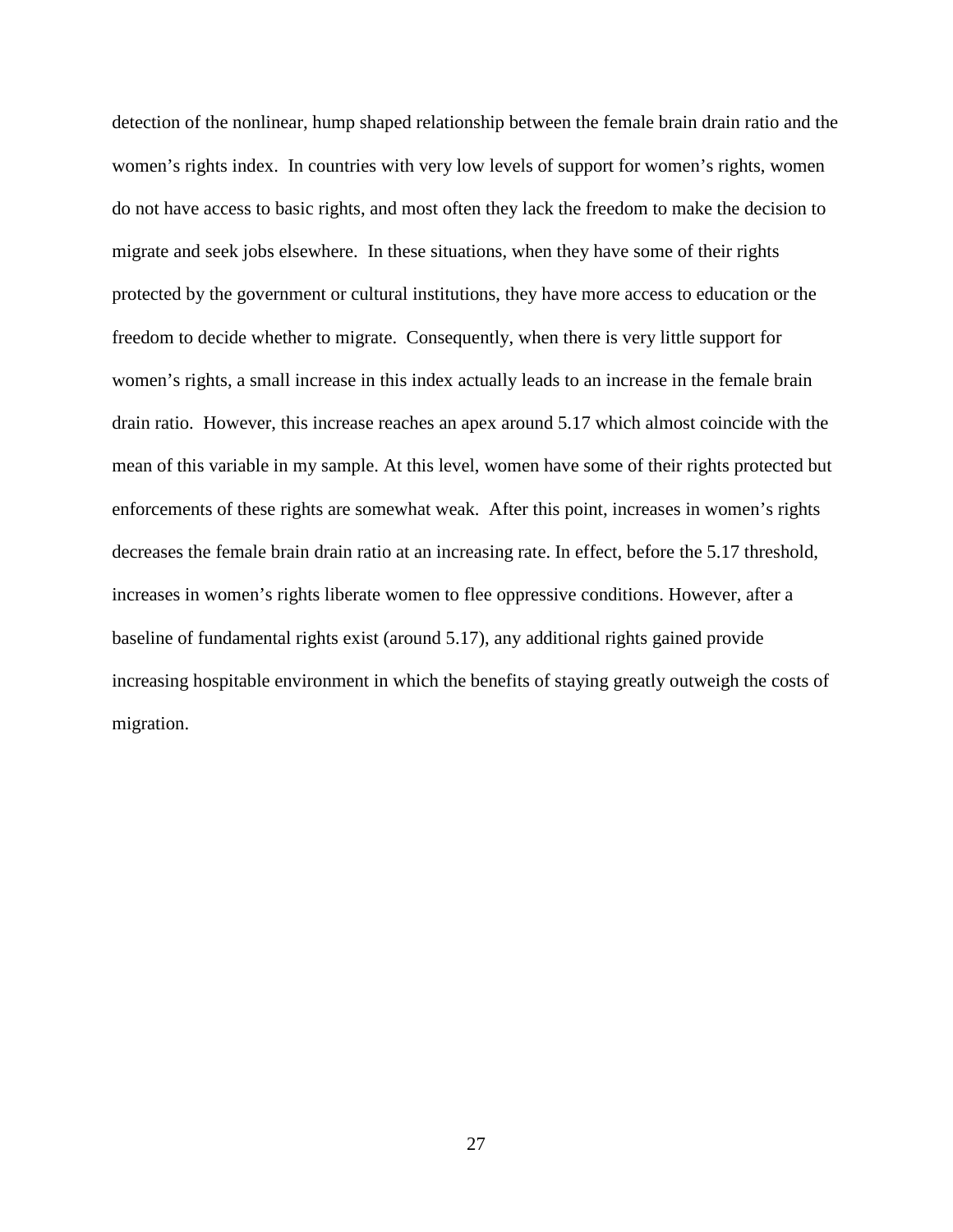detection of the nonlinear, hump shaped relationship between the female brain drain ratio and the women's rights index. In countries with very low levels of support for women's rights, women do not have access to basic rights, and most often they lack the freedom to make the decision to migrate and seek jobs elsewhere. In these situations, when they have some of their rights protected by the government or cultural institutions, they have more access to education or the freedom to decide whether to migrate. Consequently, when there is very little support for women's rights, a small increase in this index actually leads to an increase in the female brain drain ratio. However, this increase reaches an apex around 5.17 which almost coincide with the mean of this variable in my sample. At this level, women have some of their rights protected but enforcements of these rights are somewhat weak. After this point, increases in women's rights decreases the female brain drain ratio at an increasing rate. In effect, before the 5.17 threshold, increases in women's rights liberate women to flee oppressive conditions. However, after a baseline of fundamental rights exist (around 5.17), any additional rights gained provide increasing hospitable environment in which the benefits of staying greatly outweigh the costs of migration.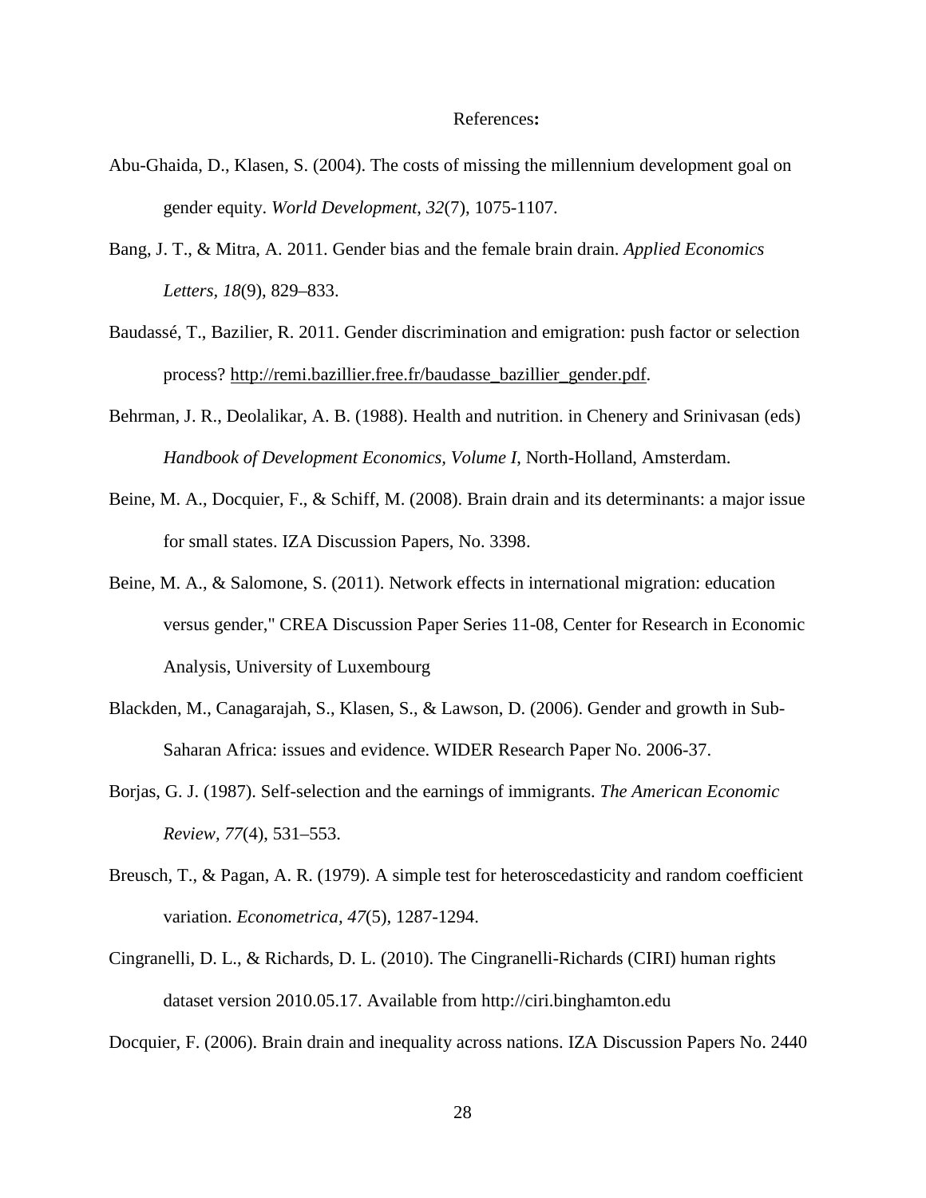# References**:**

Abu-Ghaida, D., Klasen, S. (2004). The costs of missing the millennium development goal on gender equity. *World Development, 32*(7), 1075-1107.

Bang, J. T., & Mitra, A. 2011. Gender bias and the female brain drain. *Applied Economics Letters, 18*(9), 829–833.

Baudassé, T., Bazilier, R. 2011. Gender discrimination and emigration: push factor or selection process? http://remi.bazillier.free.fr/baudasse_bazillier_gender.pdf.

Behrman, J. R., Deolalikar, A. B. (1988). Health and nutrition. in Chenery and Srinivasan (eds) *Handbook of Development Economics, Volume I*, North-Holland, Amsterdam.

Beine, M. A., Docquier, F., & Schiff, M. (2008). Brain drain and its determinants: a major issue for small states. IZA Discussion Papers, No. 3398.

Beine, M. A., & Salomone, S. (2011). Network effects in international migration: education versus gender," CREA Discussion Paper Series 11-08, Center for Research in Economic Analysis, University of Luxembourg

Blackden, M., Canagarajah, S., Klasen, S., & Lawson, D. (2006). Gender and growth in Sub-Saharan Africa: issues and evidence. WIDER Research Paper No. 2006-37.

Borjas, G. J. (1987). Self-selection and the earnings of immigrants. *The American Economic Review, 77*(4), 531–553.

Breusch, T., & Pagan, A. R. (1979). A simple test for heteroscedasticity and random coefficient variation. *Econometrica, 47*(5), 1287-1294.

Cingranelli, D. L., & Richards, D. L. (2010). The Cingranelli-Richards (CIRI) human rights dataset version 2010.05.17. Available from http://ciri.binghamton.edu

Docquier, F. (2006). Brain drain and inequality across nations. IZA Discussion Papers No. 2440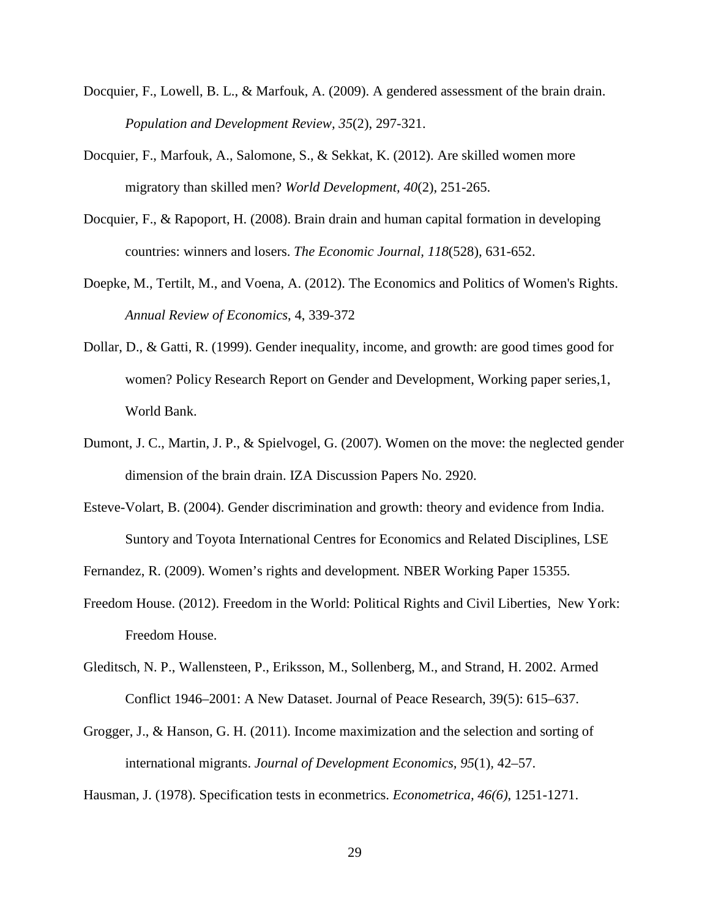Docquier, F., Lowell, B. L., & Marfouk, A. (2009). A gendered assessment of the brain drain. *Population and Development Review, 35*(2), 297-321.

Docquier, F., Marfouk, A., Salomone, S., & Sekkat, K. (2012). Are skilled women more migratory than skilled men? *World Development, 40*(2), 251-265.

Docquier, F., & Rapoport, H. (2008). Brain drain and human capital formation in developing countries: winners and losers. *The Economic Journal, 118*(528), 631-652.

Doepke, M., Tertilt, M., and Voena, A. (2012). The Economics and Politics of Women's Rights. *Annual Review of Economics*, 4, 339-372

Dollar, D., & Gatti, R. (1999). Gender inequality, income, and growth: are good times good for women? Policy Research Report on Gender and Development, Working paper series,1, World Bank.

Dumont, J. C., Martin, J. P., & Spielvogel, G. (2007). Women on the move: the neglected gender dimension of the brain drain. IZA Discussion Papers No. 2920.

Esteve-Volart, B. (2004). Gender discrimination and growth: theory and evidence from India. Suntory and Toyota International Centres for Economics and Related Disciplines, LSE

Fernandez, R. (2009). Women's rights and development*.* NBER Working Paper 15355*.*

Freedom House. (2012). Freedom in the World: Political Rights and Civil Liberties, New York: Freedom House.

Gleditsch, N. P., Wallensteen, P., Eriksson, M., Sollenberg, M., and Strand, H. 2002. Armed Conflict 1946–2001: A New Dataset. Journal of Peace Research, 39(5): 615–637.

Grogger, J., & Hanson, G. H. (2011). Income maximization and the selection and sorting of international migrants. *Journal of Development Economics, 95*(1), 42–57.

Hausman, J. (1978). Specification tests in econmetrics. *Econometrica, 46(6)*, 1251-1271.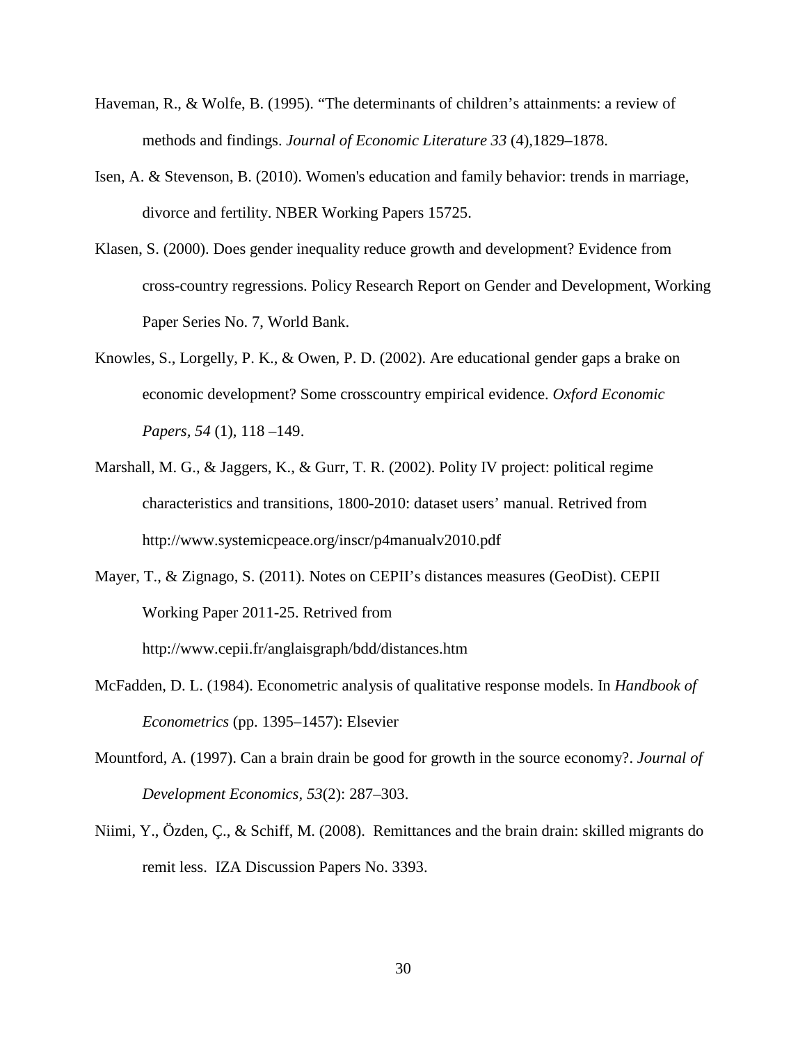Haveman, R., & Wolfe, B. (1995). "The determinants of children's attainments: a review of methods and findings. *Journal of Economic Literature 33* (4),1829–1878.

Isen, A. & Stevenson, B. (2010). Women's education and family behavior: trends in marriage, divorce and fertility. NBER Working Papers 15725.

Klasen, S. (2000). Does gender inequality reduce growth and development? Evidence from cross-country regressions. Policy Research Report on Gender and Development, Working Paper Series No. 7, World Bank.

Knowles, S., Lorgelly, P. K., & Owen, P. D. (2002). Are educational gender gaps a brake on economic development? Some crosscountry empirical evidence. *Oxford Economic Papers*, *54* (1), 118 –149.

Marshall, M. G., & Jaggers, K., & Gurr, T. R. (2002). Polity IV project: political regime characteristics and transitions, 1800-2010: dataset users' manual. Retrived from http://www.systemicpeace.org/inscr/p4manualv2010.pdf

Mayer, T., & Zignago, S. (2011). Notes on CEPII's distances measures (GeoDist). CEPII Working Paper 2011-25. Retrived from http://www.cepii.fr/anglaisgraph/bdd/distances.htm

McFadden, D. L. (1984). Econometric analysis of qualitative response models. In *Handbook of Econometrics* (pp. 1395–1457): Elsevier

Mountford, A. (1997). Can a brain drain be good for growth in the source economy?. *Journal of Development Economics*, *53*(2): 287–303.

Niimi, Y., Özden, Ç., & Schiff, M. (2008). Remittances and the brain drain: skilled migrants do remit less. IZA Discussion Papers No. 3393.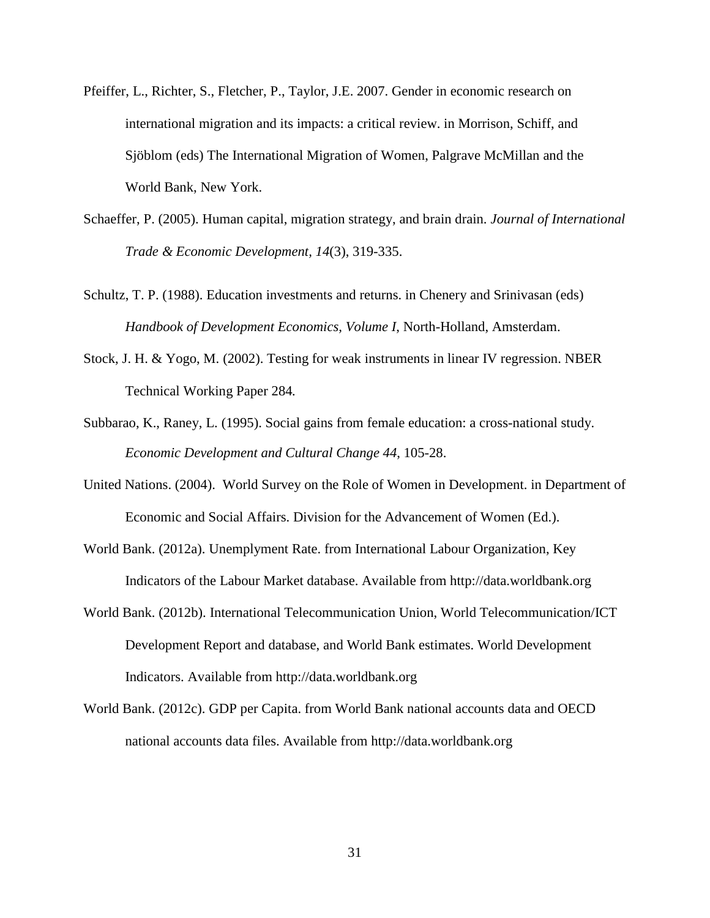Pfeiffer, L., Richter, S., Fletcher, P., Taylor, J.E. 2007. Gender in economic research on international migration and its impacts: a critical review. in Morrison, Schiff, and Sjöblom (eds) The International Migration of Women, Palgrave McMillan and the World Bank, New York.

Schaeffer, P. (2005). Human capital, migration strategy, and brain drain. *Journal of International Trade & Economic Development*, *14*(3), 319-335.

Schultz, T. P. (1988). Education investments and returns. in Chenery and Srinivasan (eds) *Handbook of Development Economics, Volume I*, North-Holland, Amsterdam.

Stock, J. H. & Yogo, M. (2002). Testing for weak instruments in linear IV regression. NBER Technical Working Paper 284*.*

Subbarao, K., Raney, L. (1995). Social gains from female education: a cross-national study. *Economic Development and Cultural Change 44*, 105-28.

United Nations. (2004). World Survey on the Role of Women in Development. in Department of Economic and Social Affairs. Division for the Advancement of Women (Ed.).

World Bank. (2012a). Unemplyment Rate. from International Labour Organization, Key Indicators of the Labour Market database. Available from http://data.worldbank.org

World Bank. (2012b). International Telecommunication Union, World Telecommunication/ICT Development Report and database, and World Bank estimates. World Development Indicators. Available from http://data.worldbank.org

World Bank. (2012c). GDP per Capita. from World Bank national accounts data and OECD national accounts data files. Available from http://data.worldbank.org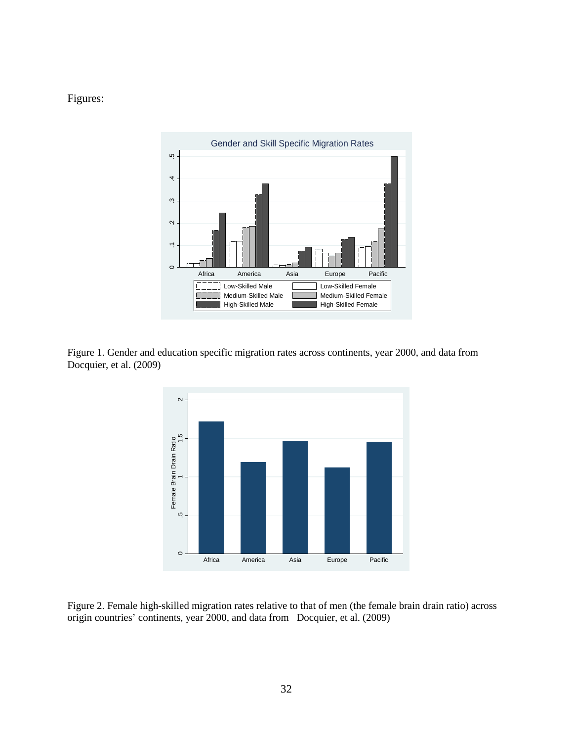Figures:

Figure 1. Gender and education specific migration rates across continents, year 2000, and data from Docquier, et al. (2009)

Figure 2. Female high-skilled migration rates relative to that of men (the female brain drain ratio) across origin countries' continents, year 2000, and data from Docquier, et al. (2009)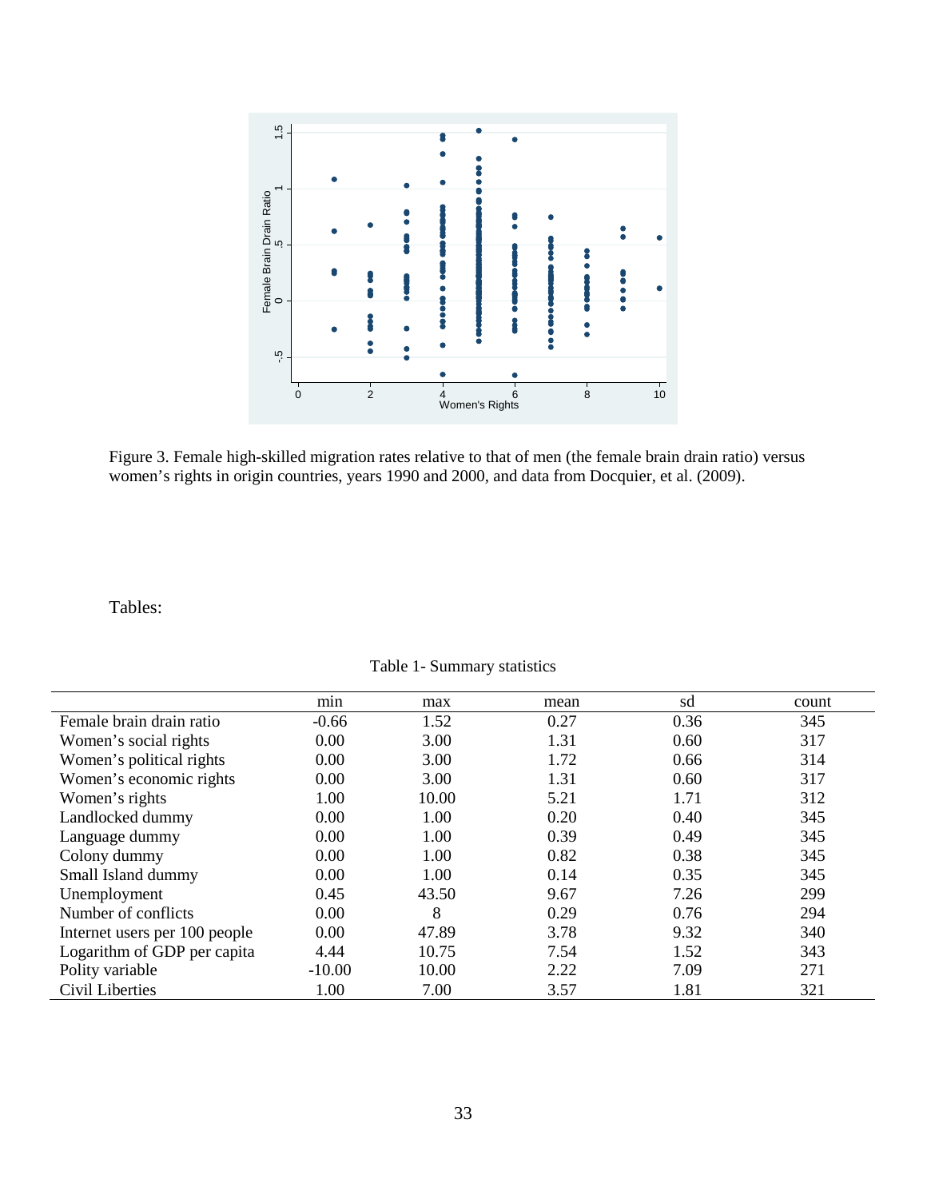Figure 3. Female high-skilled migration rates relative to that of men (the female brain drain ratio) versus women's rights in origin countries, years 1990 and 2000, and data from Docquier, et al. (2009).

Tables:

Table 1- Summary statistics

| | min | max | mean | sd | count |
|---|---|---|---|---|---|
| Female brain drain ratio | -0.66 | 1.52 | 0.27 | 0.36 | 345 |
| Women's social rights | 0.00 | 3.00 | 1.31 | 0.60 | 317 |
| Women's political rights | 0.00 | 3.00 | 1.72 | 0.66 | 314 |
| Women's economic rights | 0.00 | 3.00 | 1.31 | 0.60 | 317 |
| Women's rights | 1.00 | 10.00 | 5.21 | 1.71 | 312 |
| Landlocked dummy | 0.00 | 1.00 | 0.20 | 0.40 | 345 |
| Language dummy | 0.00 | 1.00 | 0.39 | 0.49 | 345 |
| Colony dummy | 0.00 | 1.00 | 0.82 | 0.38 | 345 |
| Small Island dummy | 0.00 | 1.00 | 0.14 | 0.35 | 345 |
| Unemployment | 0.45 | 43.50 | 9.67 | 7.26 | 299 |
| Number of conflicts | 0.00 | 8 | 0.29 | 0.76 | 294 |
| Internet users per 100 people | 0.00 | 47.89 | 3.78 | 9.32 | 340 |
| Logarithm of GDP per capita | 4.44 | 10.75 | 7.54 | 1.52 | 343 |
| Polity variable | -10.00 | 10.00 | 2.22 | 7.09 | 271 |
| Civil Liberties | 1.00 | 7.00 | 3.57 | 1.81 | 321 |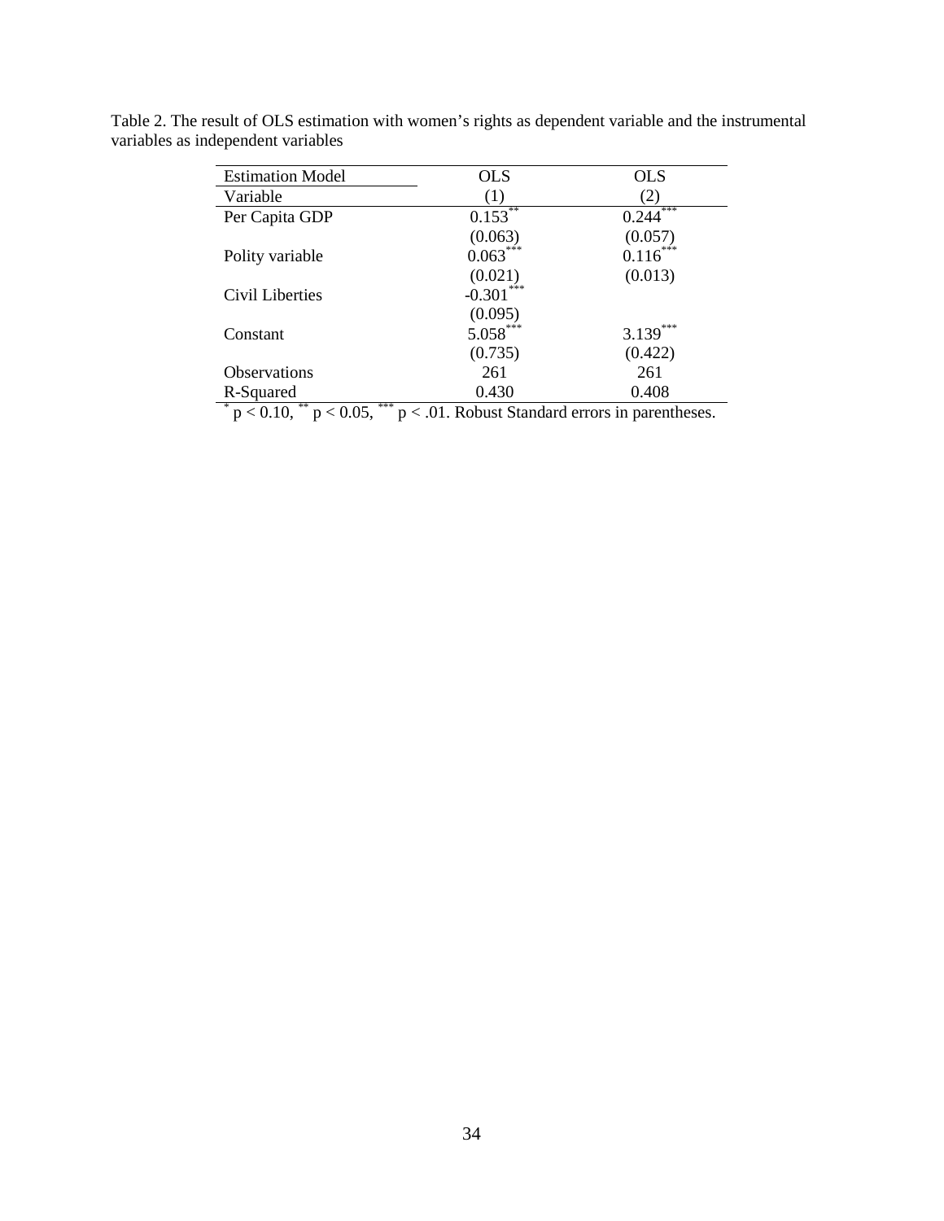Table 2. The result of OLS estimation with women's rights as dependent variable and the instrumental variables as independent variables

| Estimation Model | OLS | OLS |
|---|---|---|
| Variable | (1) | (2) |
| Per Capita GDP | 0.153** | 0.244*** |
| | (0.063) | (0.057) |
| Polity variable | 0.063*** | 0.116*** |
| | (0.021) | (0.013) |
| Civil Liberties | -0.301*** | |
| | (0.095) | |
| Constant | 5.058*** | 3.139*** |
| | (0.735) | (0.422) |
| Observations | 261 | 261 |
| R-Squared | 0.430 | 0.408 |

* $p < 0.10$, ** $p < 0.05$, *** $p < .01$. Robust Standard errors in parentheses.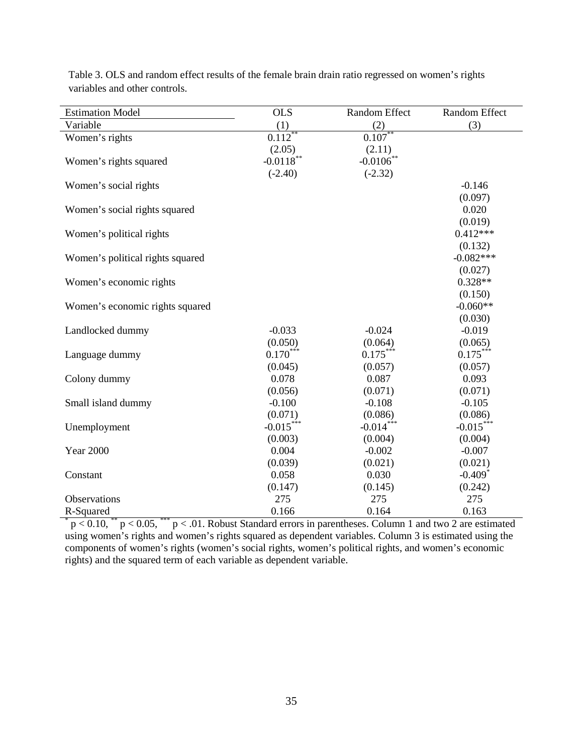Table 3. OLS and random effect results of the female brain drain ratio regressed on women's rights variables and other controls.

| Estimation Model | OLS | Random Effect | Random Effect |
|---|---|---|---|
| Variable | (1) | (2) | (3) |
| Women's rights | 0.112** | 0.107** | |
| | (2.05) | (2.11) | |
| Women's rights squared | -0.0118** | -0.0106** | |
| | (-2.40) | (-2.32) | |
| Women's social rights | | | -0.146 |
| | | | (0.097) |
| Women's social rights squared | | | 0.020 |
| | | | (0.019) |
| Women's political rights | | | 0.412*** |
| | | | (0.132) |
| Women's political rights squared | | | -0.082*** |
| | | | (0.027) |
| Women's economic rights | | | 0.328** |
| | | | (0.150) |
| Women's economic rights squared | | | -0.060** |
| | | | (0.030) |
| Landlocked dummy | -0.033 | -0.024 | -0.019 |
| | (0.050) | (0.064) | (0.065) |
| Language dummy | 0.170*** | 0.175*** | 0.175*** |
| | (0.045) | (0.057) | (0.057) |
| Colony dummy | 0.078 | 0.087 | 0.093 |
| | (0.056) | (0.071) | (0.071) |
| Small island dummy | -0.100 | -0.108 | -0.105 |
| | (0.071) | (0.086) | (0.086) |
| Unemployment | -0.015*** | -0.014*** | -0.015*** |
| | (0.003) | (0.004) | (0.004) |
| Year 2000 | 0.004 | -0.002 | -0.007 |
| | (0.039) | (0.021) | (0.021) |
| Constant | 0.058 | 0.030 | -0.409* |
| | (0.147) | (0.145) | (0.242) |
| Observations | 275 | 275 | 275 |
| R-Squared | 0.166 | 0.164 | 0.163 |

* $p < 0.10$, ** $p < 0.05$, *** $p < .01$. Robust Standard errors in parentheses. Column 1 and two 2 are estimated using women's rights and women's rights squared as dependent variables. Column 3 is estimated using the components of women's rights (women's social rights, women's political rights, and women's economic rights) and the squared term of each variable as dependent variable.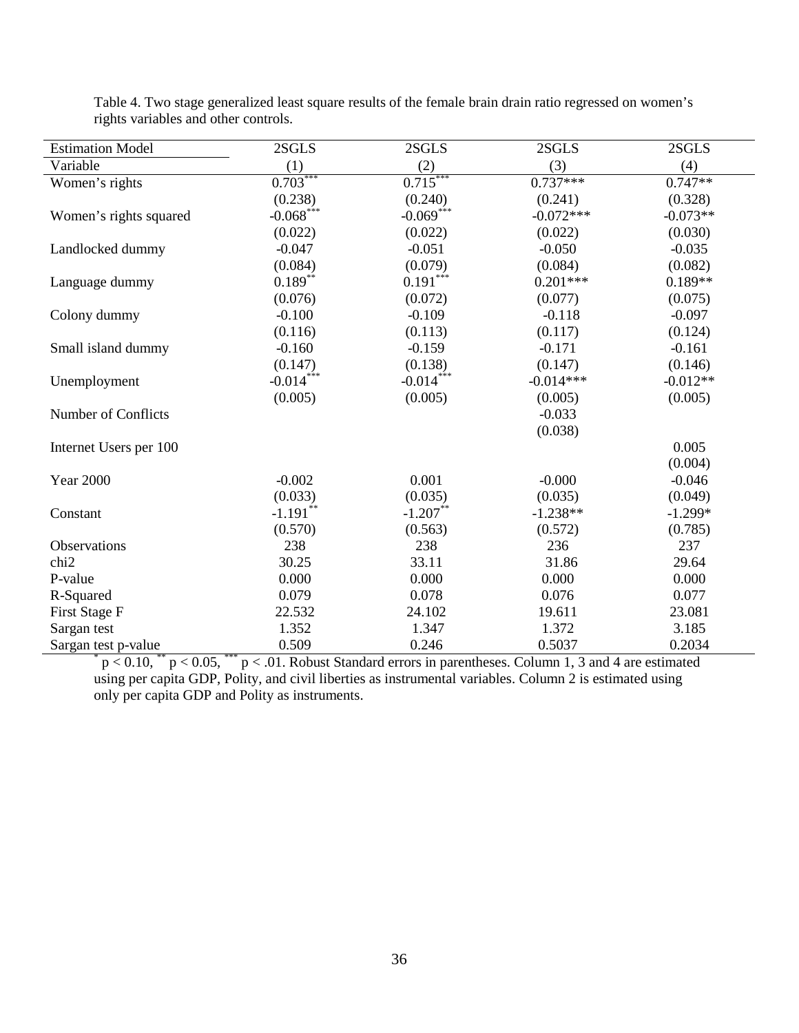Table 4. Two stage generalized least square results of the female brain drain ratio regressed on women's rights variables and other controls.

| Estimation Model | 2SGLS | 2SGLS | 2SGLS | 2SGLS |
|---|---|---|---|---|
| Variable | (1) | (2) | (3) | (4) |
| Women's rights | 0.703*** | 0.715*** | 0.737*** | 0.747** |
| | (0.238) | (0.240) | (0.241) | (0.328) |
| Women's rights squared | -0.068*** | -0.069*** | -0.072*** | -0.073** |
| | (0.022) | (0.022) | (0.022) | (0.030) |
| Landlocked dummy | -0.047 | -0.051 | -0.050 | -0.035 |
| | (0.084) | (0.079) | (0.084) | (0.082) |
| Language dummy | 0.189** | 0.191*** | 0.201*** | 0.189** |
| | (0.076) | (0.072) | (0.077) | (0.075) |
| Colony dummy | -0.100 | -0.109 | -0.118 | -0.097 |
| | (0.116) | (0.113) | (0.117) | (0.124) |
| Small island dummy | -0.160 | -0.159 | -0.171 | -0.161 |
| | (0.147) | (0.138) | (0.147) | (0.146) |
| Unemployment | -0.014*** | -0.014*** | -0.014*** | -0.012** |
| | (0.005) | (0.005) | (0.005) | (0.005) |
| Number of Conflicts | | | -0.033 | |
| | | | (0.038) | |
| Internet Users per 100 | | | | 0.005 |
| | | | | (0.004) |
| Year 2000 | -0.002 | 0.001 | -0.000 | -0.046 |
| | (0.033) | (0.035) | (0.035) | (0.049) |
| Constant | -1.191** | -1.207** | -1.238** | -1.299* |
| | (0.570) | (0.563) | (0.572) | (0.785) |
| Observations | 238 | 238 | 236 | 237 |
| chi2 | 30.25 | 33.11 | 31.86 | 29.64 |
| P-value | 0.000 | 0.000 | 0.000 | 0.000 |
| R-Squared | 0.079 | 0.078 | 0.076 | 0.077 |
| First Stage F | 22.532 | 24.102 | 19.611 | 23.081 |
| Sargan test | 1.352 | 1.347 | 1.372 | 3.185 |
| Sargan test p-value | 0.509 | 0.246 | 0.5037 | 0.2034 |

* $p < 0.10$, ** $p < 0.05$, *** $p < .01$. Robust Standard errors in parentheses. Column 1, 3 and 4 are estimated using per capita GDP, Polity, and civil liberties as instrumental variables. Column 2 is estimated using only per capita GDP and Polity as instruments.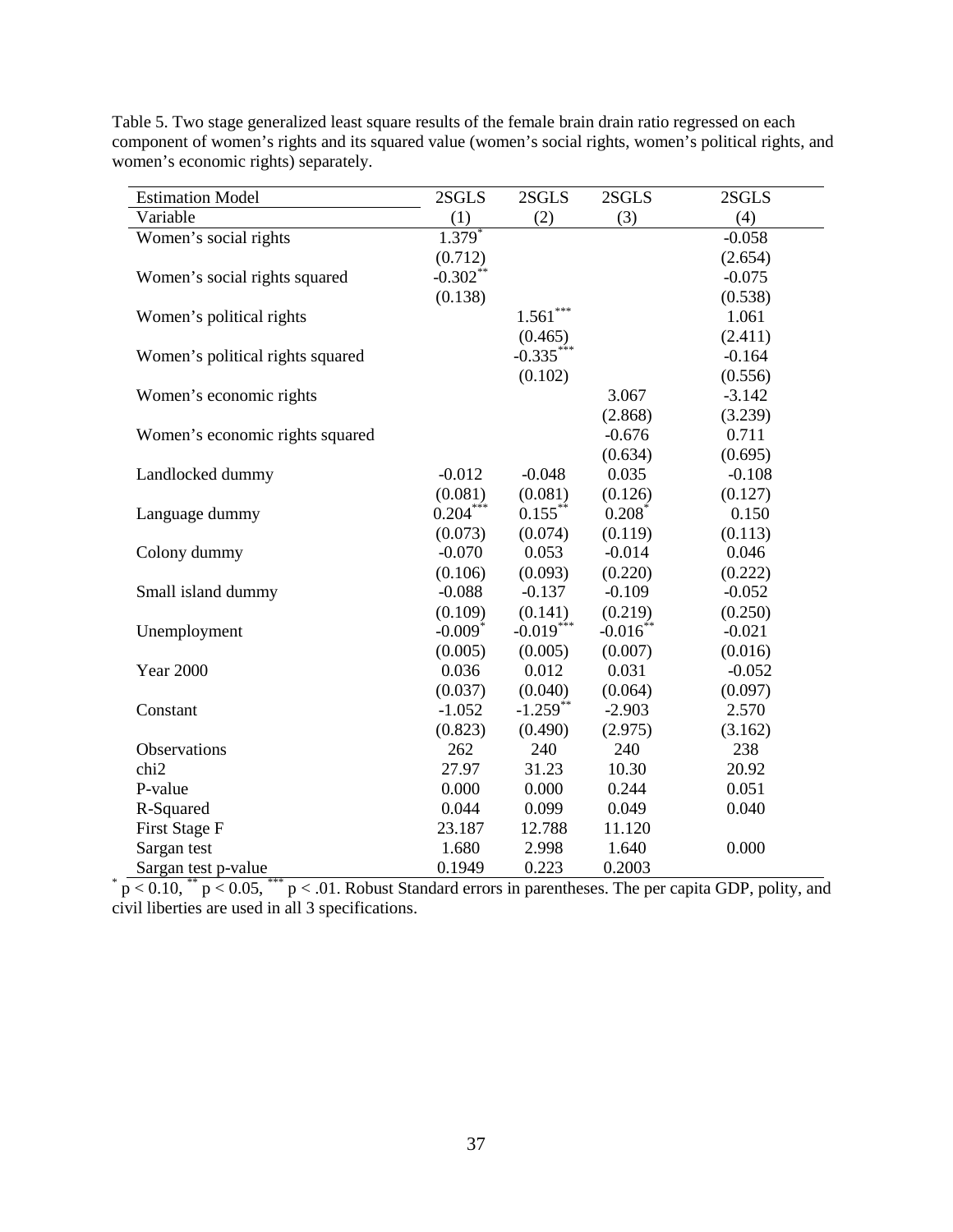Table 5. Two stage generalized least square results of the female brain drain ratio regressed on each component of women's rights and its squared value (women's social rights, women's political rights, and women's economic rights) separately.

| Estimation Model | 2SGLS | 2SGLS | 2SGLS | 2SGLS |
|---|---|---|---|---|
| Variable | (1) | (2) | (3) | (4) |
| Women's social rights | 1.379* | | | -0.058 |
| | (0.712) | | | (2.654) |
| Women's social rights squared | -0.302** | | | -0.075 |
| | (0.138) | | | (0.538) |
| Women's political rights | | 1.561*** | | 1.061 |
| | | (0.465) | | (2.411) |
| Women's political rights squared | | -0.335*** | | -0.164 |
| | | (0.102) | | (0.556) |
| Women's economic rights | | | 3.067 | -3.142 |
| | | | (2.868) | (3.239) |
| Women's economic rights squared | | | -0.676 | 0.711 |
| | | | (0.634) | (0.695) |
| Landlocked dummy | -0.012 | -0.048 | 0.035 | -0.108 |
| | (0.081) | (0.081) | (0.126) | (0.127) |
| Language dummy | 0.204*** | 0.155** | 0.208* | 0.150 |
| | (0.073) | (0.074) | (0.119) | (0.113) |
| Colony dummy | -0.070 | 0.053 | -0.014 | 0.046 |
| | (0.106) | (0.093) | (0.220) | (0.222) |
| Small island dummy | -0.088 | -0.137 | -0.109 | -0.052 |
| | (0.109) | (0.141) | (0.219) | (0.250) |
| Unemployment | -0.009* | -0.019*** | -0.016** | -0.021 |
| | (0.005) | (0.005) | (0.007) | (0.016) |
| Year 2000 | 0.036 | 0.012 | 0.031 | -0.052 |
| | (0.037) | (0.040) | (0.064) | (0.097) |
| Constant | -1.052 | -1.259** | -2.903 | 2.570 |
| | (0.823) | (0.490) | (2.975) | (3.162) |
| Observations | 262 | 240 | 240 | 238 |
| chi2 | 27.97 | 31.23 | 10.30 | 20.92 |
| P-value | 0.000 | 0.000 | 0.244 | 0.051 |
| R-Squared | 0.044 | 0.099 | 0.049 | 0.040 |
| First Stage F | 23.187 | 12.788 | 11.120 | |
| Sargan test | 1.680 | 2.998 | 1.640 | 0.000 |
| Sargan test p-value | 0.1949 | 0.223 | 0.2003 | |

\* $p < 0.10$, \*\* $p < 0.05$, \*\*\* $p < .01$. Robust Standard errors in parentheses. The per capita GDP, polity, and civil liberties are used in all 3 specifications.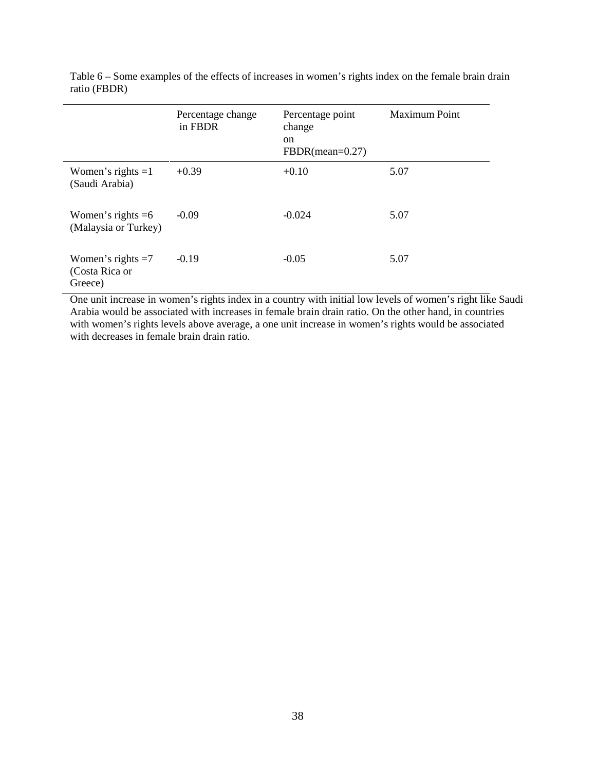Table 6 – Some examples of the effects of increases in women's rights index on the female brain drain ratio (FBDR)

| | Percentage change in FBDR | Percentage point change on FBDR(mean=0.27) | Maximum Point |
|---|---|---|---|
| Women's rights =1 (Saudi Arabia) | +0.39 | +0.10 | 5.07 |
| Women's rights =6 (Malaysia or Turkey) | -0.09 | -0.024 | 5.07 |
| Women's rights =7 (Costa Rica or Greece) | -0.19 | -0.05 | 5.07 |

One unit increase in women's rights index in a country with initial low levels of women's right like Saudi Arabia would be associated with increases in female brain drain ratio. On the other hand, in countries with women's rights levels above average, a one unit increase in women's rights would be associated with decreases in female brain drain ratio.